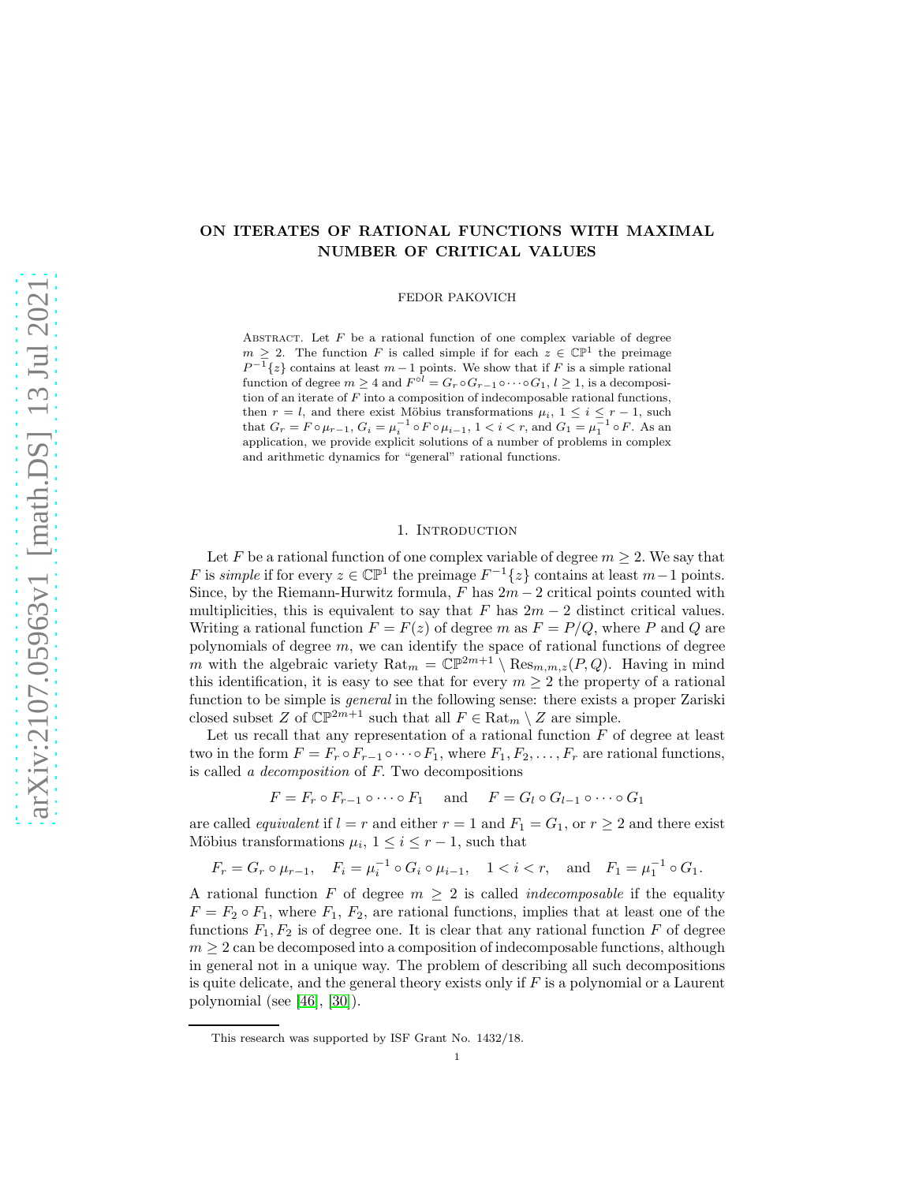# ON ITERATES OF RATIONAL FUNCTIONS WITH MAXIMAL NUMBER OF CRITICAL VALUES

FEDOR PAKOVICH

Abstract. Let $F$ be a rational function of one complex variable of degree $m \geq 2$. The function $F$ is called simple if for each $z \in \mathbb{CP}^1$ the preimage $P^{-1}\{z\}$ contains at least $m-1$ points. We show that if $F$ is a simple rational function of degree $m \geq 4$ and $F^{\circ l} = G_r \circ G_{r-1} \circ \cdots \circ G_1$, $l \geq 1$, is a decomposition of an iterate of $F$ into a composition of indecomposable rational functions, then $r = l$, and there exist Möbius transformations $\mu_i$, $1 \leq i \leq r-1$, such that $G_r = F \circ \mu_{r-1}$, $G_i = \mu_i^{-1} \circ F \circ \mu_{i-1}$, $1 < i < r$, and $G_1 = \mu_1^{-1} \circ F$. As an application, we provide explicit solutions of a number of problems in complex and arithmetic dynamics for "general" rational functions.

## 1. Introduction

Let $F$ be a rational function of one complex variable of degree $m \geq 2$. We say that $F$ is *simple* if for every $z \in \mathbb{CP}^1$ the preimage $F^{-1}\{z\}$ contains at least $m-1$ points. Since, by the Riemann-Hurwitz formula, $F$ has $2m-2$ critical points counted with multiplicities, this is equivalent to say that $F$ has $2m-2$ distinct critical values. Writing a rational function $F = F(z)$ of degree $m$ as $F = P/Q$, where $P$ and $Q$ are polynomials of degree $m$, we can identify the space of rational functions of degree $m$ with the algebraic variety $\text{Rat}_m = \mathbb{CP}^{2m+1} \setminus \text{Res}_{m,m,z}(P,Q)$. Having in mind this identification, it is easy to see that for every $m \geq 2$ the property of a rational function to be simple is *general* in the following sense: there exists a proper Zariski closed subset $Z$ of $\mathbb{CP}^{2m+1}$ such that all $F \in \text{Rat}_m \setminus Z$ are simple.

Let us recall that any representation of a rational function $F$ of degree at least two in the form $F = F_r \circ F_{r-1} \circ \cdots \circ F_1$, where $F_1, F_2, \ldots, F_r$ are rational functions, is called *a decomposition* of $F$. Two decompositions

$$F = F_r \circ F_{r-1} \circ \cdots \circ F_1 \quad \text{and} \quad F = G_l \circ G_{l-1} \circ \cdots \circ G_1$$

are called *equivalent* if $l = r$ and either $r = 1$ and $F_1 = G_1$, or $r \geq 2$ and there exist Möbius transformations $\mu_i$, $1 \leq i \leq r-1$, such that

$$F_r = G_r \circ \mu_{r-1}, \quad F_i = \mu_i^{-1} \circ G_i \circ \mu_{i-1}, \quad 1 < i < r, \quad \text{and} \quad F_1 = \mu_1^{-1} \circ G_1.$$

A rational function $F$ of degree $m \geq 2$ is called *indecomposable* if the equality $F = F_2 \circ F_1$, where $F_1$, $F_2$, are rational functions, implies that at least one of the functions $F_1, F_2$ is of degree one. It is clear that any rational function $F$ of degree $m \geq 2$ can be decomposed into a composition of indecomposable functions, although in general not in a unique way. The problem of describing all such decompositions is quite delicate, and the general theory exists only if $F$ is a polynomial or a Laurent polynomial (see [46], [30]).

This research was supported by ISF Grant No. 1432/18.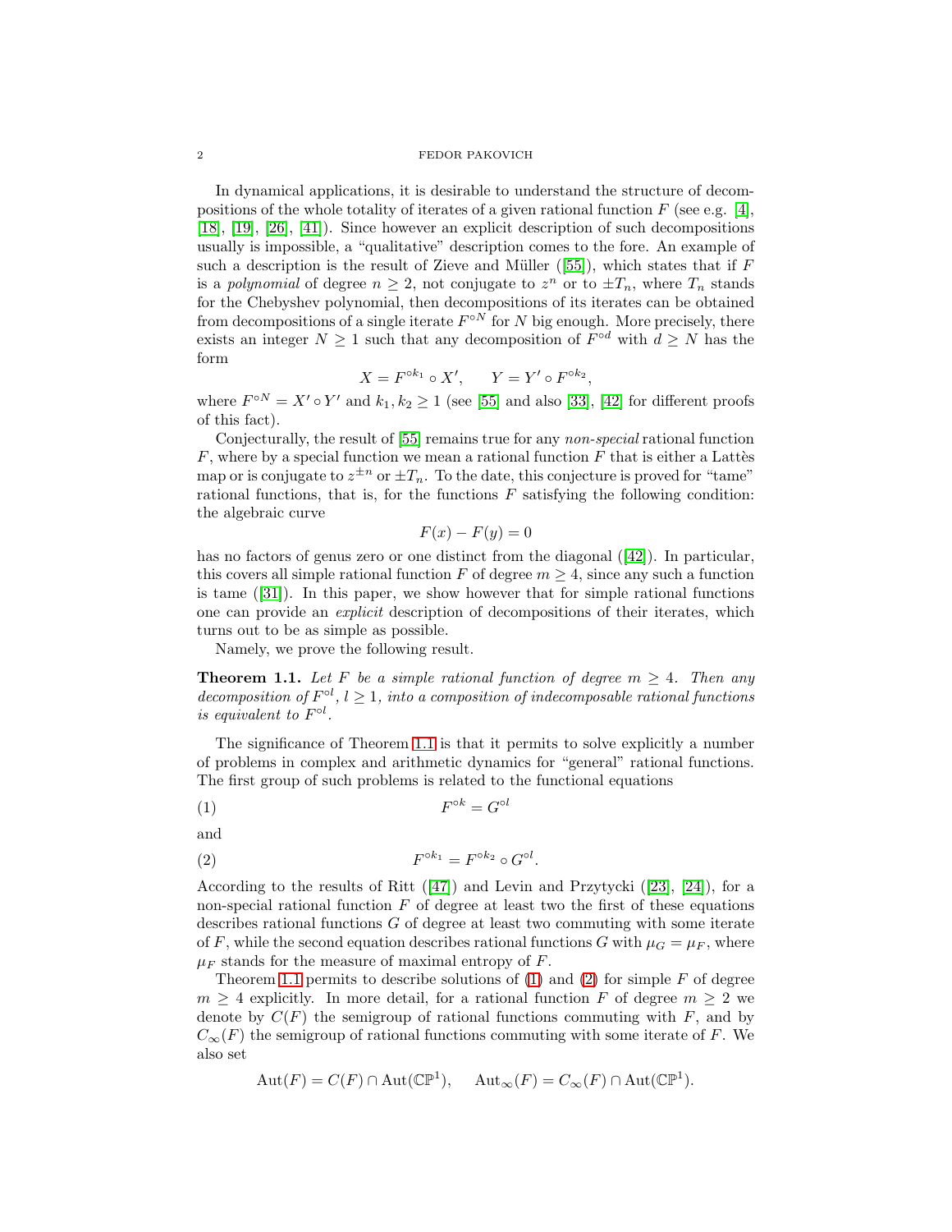In dynamical applications, it is desirable to understand the structure of decompositions of the whole totality of iterates of a given rational function $F$ (see e.g. [4], [18], [19], [26], [41]). Since however an explicit description of such decompositions usually is impossible, a "qualitative" description comes to the fore. An example of such a description is the result of Zieve and Müller ([55]), which states that if $F$ is a *polynomial* of degree $n \geq 2$, not conjugate to $z^n$ or to $\pm T_n$, where $T_n$ stands for the Chebyshev polynomial, then decompositions of its iterates can be obtained from decompositions of a single iterate $F^{\circ N}$ for $N$ big enough. More precisely, there exists an integer $N \geq 1$ such that any decomposition of $F^{\circ d}$ with $d \geq N$ has the form

$$X = F^{\circ k_1} \circ X', \qquad Y = Y' \circ F^{\circ k_2},$$

where $F^{\circ N} = X' \circ Y'$ and $k_1, k_2 \geq 1$ (see [55] and also [33], [42] for different proofs of this fact).

Conjecturally, the result of [55] remains true for any *non-special* rational function $F$, where by a special function we mean a rational function $F$ that is either a Lattès map or is conjugate to $z^{\pm n}$ or $\pm T_n$. To the date, this conjecture is proved for "tame" rational functions, that is, for the functions $F$ satisfying the following condition: the algebraic curve

$$F(x) - F(y) = 0$$

has no factors of genus zero or one distinct from the diagonal ([42]). In particular, this covers all simple rational function $F$ of degree $m \geq 4$, since any such a function is tame ([31]). In this paper, we show however that for simple rational functions one can provide an *explicit* description of decompositions of their iterates, which turns out to be as simple as possible.

Namely, we prove the following result.

**Theorem 1.1.** *Let $F$ be a simple rational function of degree $m \geq 4$. Then any decomposition of $F^{\circ l}$, $l \geq 1$, into a composition of indecomposable rational functions is equivalent to $F^{\circ l}$.*

The significance of Theorem 1.1 is that it permits to solve explicitly a number of problems in complex and arithmetic dynamics for "general" rational functions. The first group of such problems is related to the functional equations

$$F^{\circ k} = G^{\circ l} \tag{1}$$

and

$$F^{\circ k_1} = F^{\circ k_2} \circ G^{\circ l}. \tag{2}$$

According to the results of Ritt ([47]) and Levin and Przytycki ([23], [24]), for a non-special rational function $F$ of degree at least two the first of these equations describes rational functions $G$ of degree at least two commuting with some iterate of $F$, while the second equation describes rational functions $G$ with $\mu_G = \mu_F$, where $\mu_F$ stands for the measure of maximal entropy of $F$.

Theorem 1.1 permits to describe solutions of (1) and (2) for simple $F$ of degree $m \geq 4$ explicitly. In more detail, for a rational function $F$ of degree $m \geq 2$ we denote by $C(F)$ the semigroup of rational functions commuting with $F$, and by $C_\infty(F)$ the semigroup of rational functions commuting with some iterate of $F$. We also set

$$\mathrm{Aut}(F) = C(F) \cap \mathrm{Aut}(\mathbb{CP}^1), \qquad \mathrm{Aut}_\infty(F) = C_\infty(F) \cap \mathrm{Aut}(\mathbb{CP}^1).$$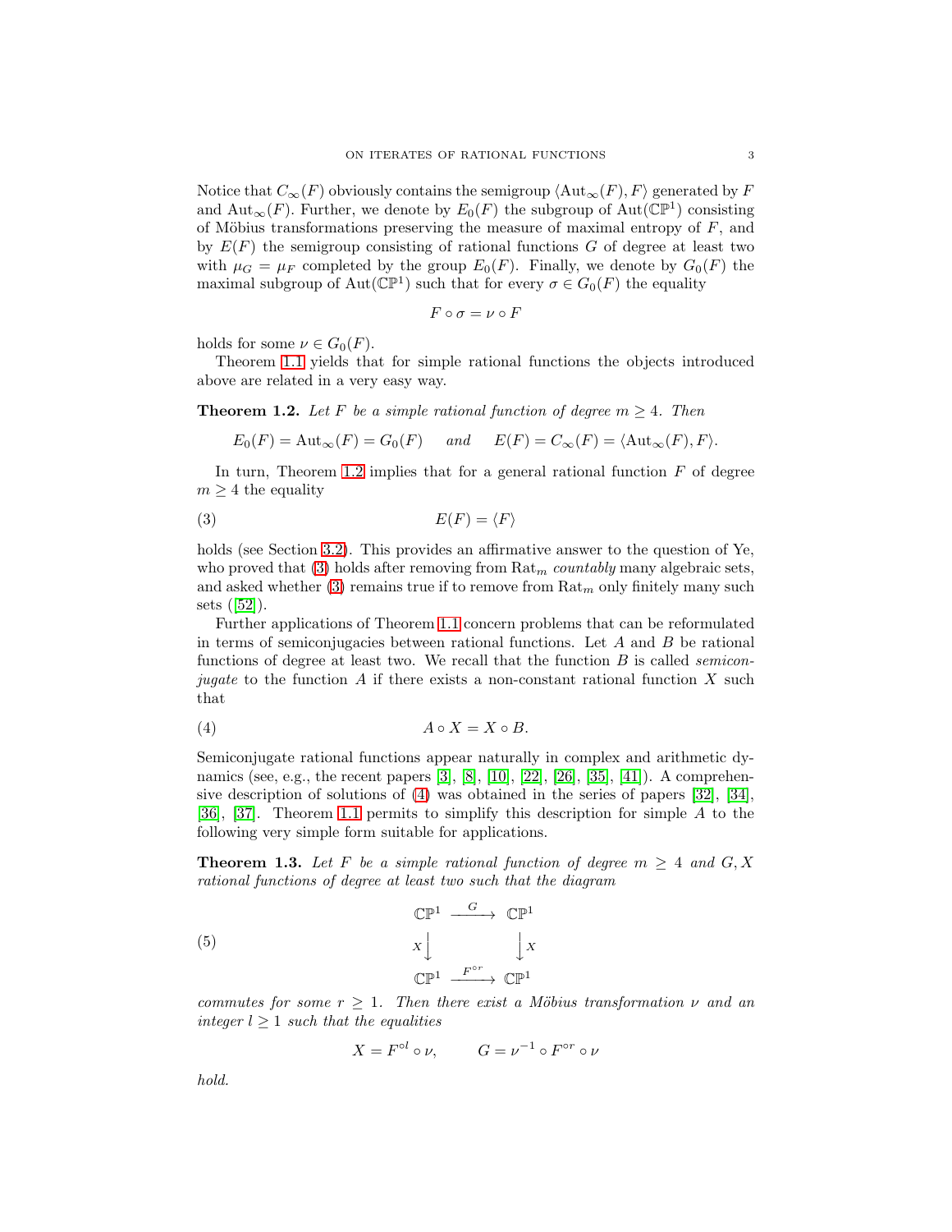Notice that $C_\infty(F)$ obviously contains the semigroup $\langle \mathrm{Aut}_\infty(F), F\rangle$ generated by $F$ and $\mathrm{Aut}_\infty(F)$. Further, we denote by $E_0(F)$ the subgroup of $\mathrm{Aut}(\mathbb{CP}^1)$ consisting of Möbius transformations preserving the measure of maximal entropy of $F$, and by $E(F)$ the semigroup consisting of rational functions $G$ of degree at least two with $\mu_G = \mu_F$ completed by the group $E_0(F)$. Finally, we denote by $G_0(F)$ the maximal subgroup of $\mathrm{Aut}(\mathbb{CP}^1)$ such that for every $\sigma \in G_0(F)$ the equality

$$F \circ \sigma = \nu \circ F$$

holds for some $\nu \in G_0(F)$.

Theorem 1.1 yields that for simple rational functions the objects introduced above are related in a very easy way.

**Theorem 1.2.** *Let $F$ be a simple rational function of degree $m \geq 4$. Then*

$$E_0(F) = \mathrm{Aut}_\infty(F) = G_0(F) \quad \text{ and } \quad E(F) = C_\infty(F) = \langle \mathrm{Aut}_\infty(F), F\rangle.$$

In turn, Theorem 1.2 implies that for a general rational function $F$ of degree $m \geq 4$ the equality

$$E(F) = \langle F \rangle \tag{3}$$

holds (see Section 3.2). This provides an affirmative answer to the question of Ye, who proved that (3) holds after removing from $\mathrm{Rat}_m$ *countably* many algebraic sets, and asked whether (3) remains true if to remove from $\mathrm{Rat}_m$ only finitely many such sets ([52]).

Further applications of Theorem 1.1 concern problems that can be reformulated in terms of semiconjugacies between rational functions. Let $A$ and $B$ be rational functions of degree at least two. We recall that the function $B$ is called *semiconjugate* to the function $A$ if there exists a non-constant rational function $X$ such that

$$A \circ X = X \circ B. \tag{4}$$

Semiconjugate rational functions appear naturally in complex and arithmetic dynamics (see, e.g., the recent papers [3], [8], [10], [22], [26], [35], [41]). A comprehensive description of solutions of (4) was obtained in the series of papers [32], [34], [36], [37]. Theorem 1.1 permits to simplify this description for simple $A$ to the following very simple form suitable for applications.

**Theorem 1.3.** *Let $F$ be a simple rational function of degree $m \geq 4$ and $G, X$ rational functions of degree at least two such that the diagram*

$$\begin{array}{ccc} \mathbb{CP}^1 & \xrightarrow{G} & \mathbb{CP}^1 \\ X\downarrow & & \downarrow X \\ \mathbb{CP}^1 & \xrightarrow{F^{\circ r}} & \mathbb{CP}^1 \end{array} \tag{5}$$

*commutes for some $r \geq 1$. Then there exist a Möbius transformation $\nu$ and an integer $l \geq 1$ such that the equalities*

$$X = F^{\circ l} \circ \nu, \qquad G = \nu^{-1} \circ F^{\circ r} \circ \nu$$

*hold.*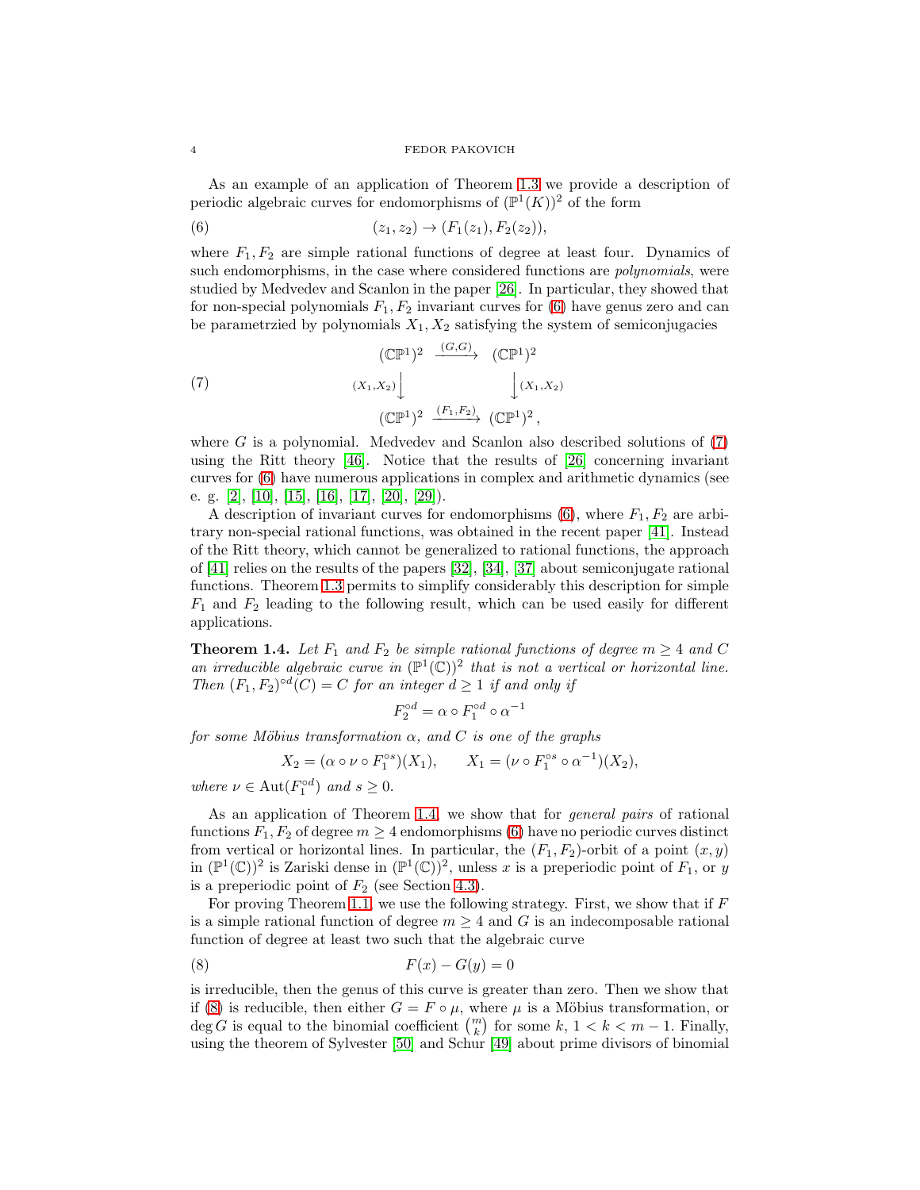As an example of an application of Theorem 1.3 we provide a description of periodic algebraic curves for endomorphisms of $(\mathbb{P}^1(K))^2$ of the form

$$(z_1, z_2) \to (F_1(z_1), F_2(z_2)), \tag{6}$$

where $F_1, F_2$ are simple rational functions of degree at least four. Dynamics of such endomorphisms, in the case where considered functions are *polynomials*, were studied by Medvedev and Scanlon in the paper [26]. In particular, they showed that for non-special polynomials $F_1, F_2$ invariant curves for (6) have genus zero and can be parametrzied by polynomials $X_1, X_2$ satisfying the system of semiconjugacies

$$\begin{array}{ccc} (\mathbb{CP}^1)^2 & \xrightarrow{(G,G)} & (\mathbb{CP}^1)^2 \\ {\scriptstyle (X_1,X_2)}\big\downarrow & & \big\downarrow{\scriptstyle (X_1,X_2)} \\ (\mathbb{CP}^1)^2 & \xrightarrow{(F_1,F_2)} & (\mathbb{CP}^1)^2 \, , \end{array} \tag{7}$$

where $G$ is a polynomial. Medvedev and Scanlon also described solutions of (7) using the Ritt theory [46]. Notice that the results of [26] concerning invariant curves for (6) have numerous applications in complex and arithmetic dynamics (see e. g. [2], [10], [15], [16], [17], [20], [29]).

A description of invariant curves for endomorphisms (6), where $F_1, F_2$ are arbitrary non-special rational functions, was obtained in the recent paper [41]. Instead of the Ritt theory, which cannot be generalized to rational functions, the approach of [41] relies on the results of the papers [32], [34], [37] about semiconjugate rational functions. Theorem 1.3 permits to simplify considerably this description for simple $F_1$ and $F_2$ leading to the following result, which can be used easily for different applications.

**Theorem 1.4.** *Let $F_1$ and $F_2$ be simple rational functions of degree $m \geq 4$ and $C$ an irreducible algebraic curve in $(\mathbb{P}^1(\mathbb{C}))^2$ that is not a vertical or horizontal line. Then $(F_1, F_2)^{\circ d}(C) = C$ for an integer $d \geq 1$ if and only if*

$$F_2^{\circ d} = \alpha \circ F_1^{\circ d} \circ \alpha^{-1}$$

*for some Möbius transformation $\alpha$, and $C$ is one of the graphs*

$$X_2 = (\alpha \circ \nu \circ F_1^{\circ s})(X_1), \qquad X_1 = (\nu \circ F_1^{\circ s} \circ \alpha^{-1})(X_2),$$

*where $\nu \in \operatorname{Aut}(F_1^{\circ d})$ and $s \geq 0$.*

As an application of Theorem 1.4, we show that for *general pairs* of rational functions $F_1, F_2$ of degree $m \geq 4$ endomorphisms (6) have no periodic curves distinct from vertical or horizontal lines. In particular, the $(F_1, F_2)$-orbit of a point $(x, y)$ in $(\mathbb{P}^1(\mathbb{C}))^2$ is Zariski dense in $(\mathbb{P}^1(\mathbb{C}))^2$, unless $x$ is a preperiodic point of $F_1$, or $y$ is a preperiodic point of $F_2$ (see Section 4.3).

For proving Theorem 1.1, we use the following strategy. First, we show that if $F$ is a simple rational function of degree $m \geq 4$ and $G$ is an indecomposable rational function of degree at least two such that the algebraic curve

$$F(x) - G(y) = 0 \tag{8}$$

is irreducible, then the genus of this curve is greater than zero. Then we show that if (8) is reducible, then either $G = F \circ \mu$, where $\mu$ is a Möbius transformation, or $\deg G$ is equal to the binomial coefficient $\binom{m}{k}$ for some $k$, $1 < k < m-1$. Finally, using the theorem of Sylvester [50] and Schur [49] about prime divisors of binomial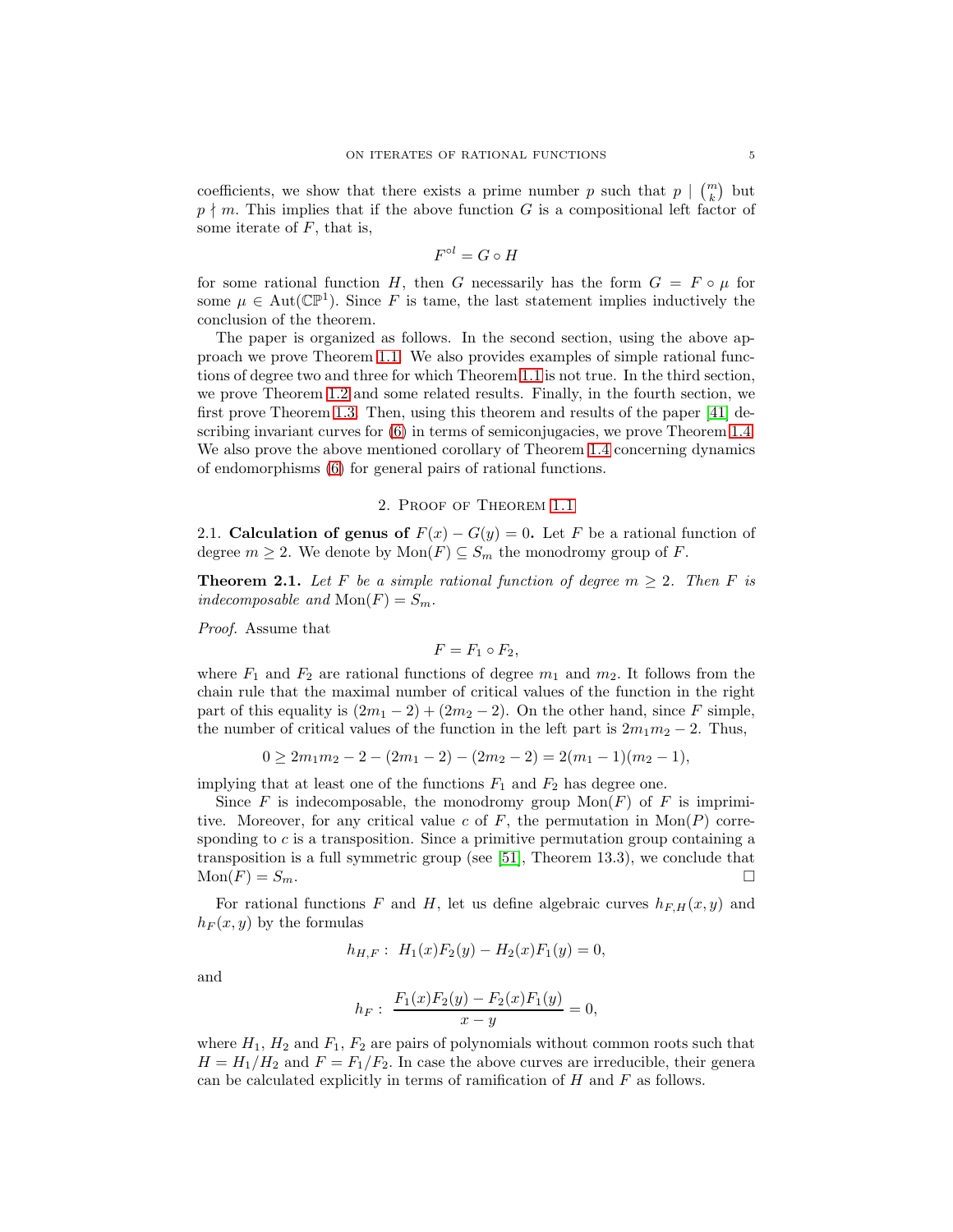coefficients, we show that there exists a prime number $p$ such that $p \mid \binom{m}{k}$ but $p \nmid m$. This implies that if the above function $G$ is a compositional left factor of some iterate of $F$, that is,

$$F^{\circ l} = G \circ H$$

for some rational function $H$, then $G$ necessarily has the form $G = F \circ \mu$ for some $\mu \in \mathrm{Aut}(\mathbb{CP}^1)$. Since $F$ is tame, the last statement implies inductively the conclusion of the theorem.

The paper is organized as follows. In the second section, using the above approach we prove Theorem 1.1. We also provides examples of simple rational functions of degree two and three for which Theorem 1.1 is not true. In the third section, we prove Theorem 1.2 and some related results. Finally, in the fourth section, we first prove Theorem 1.3. Then, using this theorem and results of the paper [41] describing invariant curves for (6) in terms of semiconjugacies, we prove Theorem 1.4. We also prove the above mentioned corollary of Theorem 1.4 concerning dynamics of endomorphisms (6) for general pairs of rational functions.

## 2. Proof of Theorem 1.1

**2.1. Calculation of genus of $F(x) - G(y) = 0$.** Let $F$ be a rational function of degree $m \geq 2$. We denote by $\mathrm{Mon}(F) \subseteq S_m$ the monodromy group of $F$.

**Theorem 2.1.** *Let $F$ be a simple rational function of degree $m \geq 2$. Then $F$ is indecomposable and $\mathrm{Mon}(F) = S_m$.*

*Proof.* Assume that

$$F = F_1 \circ F_2,$$

where $F_1$ and $F_2$ are rational functions of degree $m_1$ and $m_2$. It follows from the chain rule that the maximal number of critical values of the function in the right part of this equality is $(2m_1 - 2) + (2m_2 - 2)$. On the other hand, since $F$ simple, the number of critical values of the function in the left part is $2m_1m_2 - 2$. Thus,

$$0 \geq 2m_1m_2 - 2 - (2m_1 - 2) - (2m_2 - 2) = 2(m_1 - 1)(m_2 - 1),$$

implying that at least one of the functions $F_1$ and $F_2$ has degree one.

Since $F$ is indecomposable, the monodromy group $\mathrm{Mon}(F)$ of $F$ is imprimitive. Moreover, for any critical value $c$ of $F$, the permutation in $\mathrm{Mon}(P)$ corresponding to $c$ is a transposition. Since a primitive permutation group containing a transposition is a full symmetric group (see [51], Theorem 13.3), we conclude that $\mathrm{Mon}(F) = S_m$. □

For rational functions $F$ and $H$, let us define algebraic curves $h_{F,H}(x, y)$ and $h_F(x, y)$ by the formulas

$$h_{H,F}: \; H_1(x)F_2(y) - H_2(x)F_1(y) = 0,$$

and

$$h_F: \; \frac{F_1(x)F_2(y) - F_2(x)F_1(y)}{x - y} = 0,$$

where $H_1$, $H_2$ and $F_1$, $F_2$ are pairs of polynomials without common roots such that $H = H_1/H_2$ and $F = F_1/F_2$. In case the above curves are irreducible, their genera can be calculated explicitly in terms of ramification of $H$ and $F$ as follows.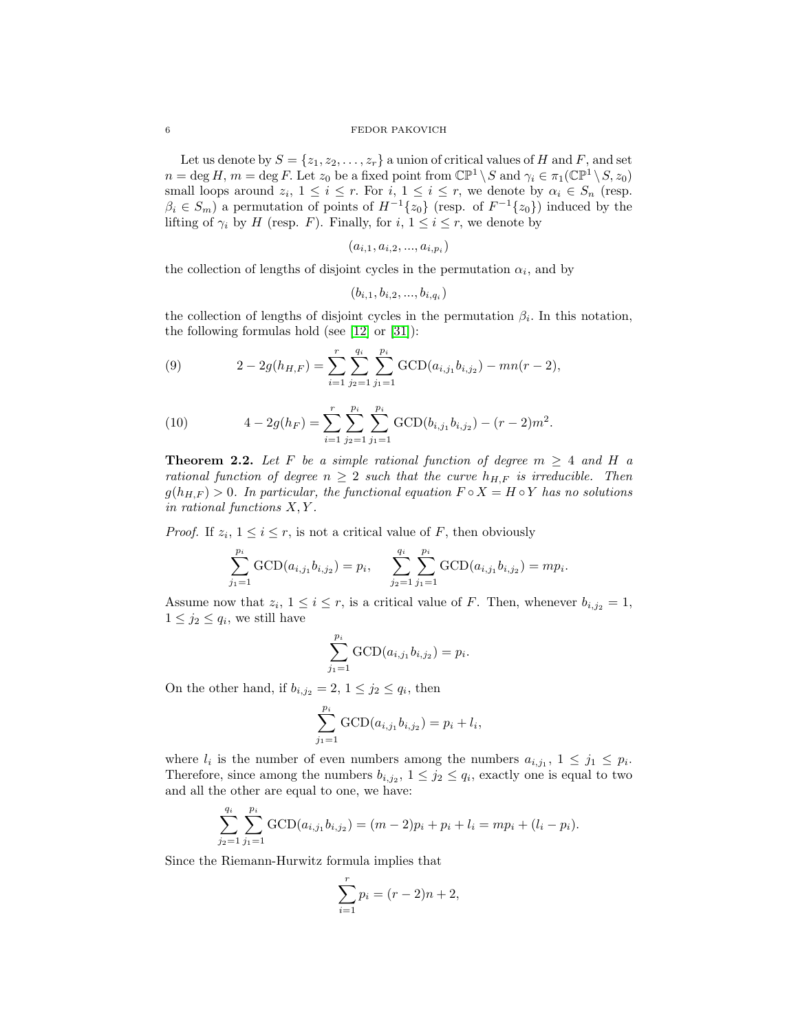Let us denote by $S = \{z_1, z_2, \dots, z_r\}$ a union of critical values of $H$ and $F$, and set $n = \deg H$, $m = \deg F$. Let $z_0$ be a fixed point from $\mathbb{CP}^1 \setminus S$ and $\gamma_i \in \pi_1(\mathbb{CP}^1 \setminus S, z_0)$ small loops around $z_i$, $1 \leq i \leq r$. For $i$, $1 \leq i \leq r$, we denote by $\alpha_i \in S_n$ (resp. $\beta_i \in S_m$) a permutation of points of $H^{-1}\{z_0\}$ (resp. of $F^{-1}\{z_0\}$) induced by the lifting of $\gamma_i$ by $H$ (resp. $F$). Finally, for $i$, $1 \leq i \leq r$, we denote by

$$(a_{i,1}, a_{i,2}, ..., a_{i,p_i})$$

the collection of lengths of disjoint cycles in the permutation $\alpha_i$, and by

$$(b_{i,1}, b_{i,2}, ..., b_{i,q_i})$$

the collection of lengths of disjoint cycles in the permutation $\beta_i$. In this notation, the following formulas hold (see [12] or [31]):

$$2 - 2g(h_{H,F}) = \sum_{i=1}^{r} \sum_{j_2=1}^{q_i} \sum_{j_1=1}^{p_i} \mathrm{GCD}(a_{i,j_1} b_{i,j_2}) - mn(r-2), \tag{9}$$

$$4 - 2g(h_F) = \sum_{i=1}^{r} \sum_{j_2=1}^{p_i} \sum_{j_1=1}^{p_i} \mathrm{GCD}(b_{i,j_1} b_{i,j_2}) - (r-2)m^2. \tag{10}$$

**Theorem 2.2.** *Let $F$ be a simple rational function of degree $m \geq 4$ and $H$ a rational function of degree $n \geq 2$ such that the curve $h_{H,F}$ is irreducible. Then $g(h_{H,F}) > 0$. In particular, the functional equation $F \circ X = H \circ Y$ has no solutions in rational functions $X, Y$.*

*Proof.* If $z_i$, $1 \leq i \leq r$, is not a critical value of $F$, then obviously

$$\sum_{j_1=1}^{p_i} \mathrm{GCD}(a_{i,j_1} b_{i,j_2}) = p_i, \qquad \sum_{j_2=1}^{q_i} \sum_{j_1=1}^{p_i} \mathrm{GCD}(a_{i,j_1} b_{i,j_2}) = mp_i.$$

Assume now that $z_i$, $1 \leq i \leq r$, is a critical value of $F$. Then, whenever $b_{i,j_2} = 1$, $1 \leq j_2 \leq q_i$, we still have

$$\sum_{j_1=1}^{p_i} \mathrm{GCD}(a_{i,j_1} b_{i,j_2}) = p_i.$$

On the other hand, if $b_{i,j_2} = 2$, $1 \leq j_2 \leq q_i$, then

$$\sum_{j_1=1}^{p_i} \mathrm{GCD}(a_{i,j_1} b_{i,j_2}) = p_i + l_i,$$

where $l_i$ is the number of even numbers among the numbers $a_{i,j_1}$, $1 \leq j_1 \leq p_i$. Therefore, since among the numbers $b_{i,j_2}$, $1 \leq j_2 \leq q_i$, exactly one is equal to two and all the other are equal to one, we have:

$$\sum_{j_2=1}^{q_i} \sum_{j_1=1}^{p_i} \mathrm{GCD}(a_{i,j_1} b_{i,j_2}) = (m-2)p_i + p_i + l_i = mp_i + (l_i - p_i).$$

Since the Riemann-Hurwitz formula implies that

$$\sum_{i=1}^{r} p_i = (r-2)n + 2,$$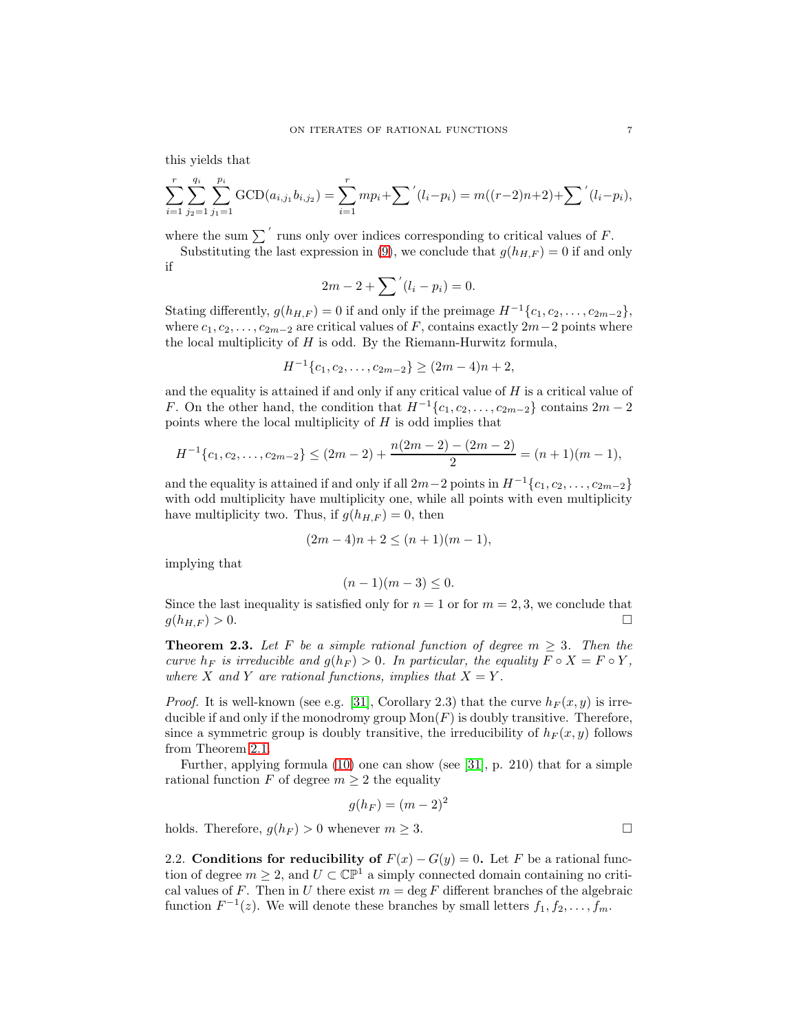this yields that

$$\sum_{i=1}^{r}\sum_{j_2=1}^{q_i}\sum_{j_1=1}^{p_i}\mathrm{GCD}(a_{i,j_1}b_{i,j_2})=\sum_{i=1}^{r}mp_i+\sum{}'(l_i-p_i)=m((r-2)n+2)+\sum{}'(l_i-p_i),$$

where the sum $\sum{}'$ runs only over indices corresponding to critical values of $F$.

Substituting the last expression in (9), we conclude that $g(h_{H,F})=0$ if and only if

$$2m-2+\sum{}'(l_i-p_i)=0.$$

Stating differently, $g(h_{H,F})=0$ if and only if the preimage $H^{-1}\{c_1,c_2,\dots,c_{2m-2}\}$, where $c_1,c_2,\dots,c_{2m-2}$ are critical values of $F$, contains exactly $2m-2$ points where the local multiplicity of $H$ is odd. By the Riemann-Hurwitz formula,

$$H^{-1}\{c_1,c_2,\dots,c_{2m-2}\}\geq(2m-4)n+2,$$

and the equality is attained if and only if any critical value of $H$ is a critical value of $F$. On the other hand, the condition that $H^{-1}\{c_1,c_2,\dots,c_{2m-2}\}$ contains $2m-2$ points where the local multiplicity of $H$ is odd implies that

$$H^{-1}\{c_1,c_2,\dots,c_{2m-2}\}\leq(2m-2)+\frac{n(2m-2)-(2m-2)}{2}=(n+1)(m-1),$$

and the equality is attained if and only if all $2m-2$ points in $H^{-1}\{c_1,c_2,\dots,c_{2m-2}\}$ with odd multiplicity have multiplicity one, while all points with even multiplicity have multiplicity two. Thus, if $g(h_{H,F})=0$, then

$$(2m-4)n+2\leq(n+1)(m-1),$$

implying that

$$(n-1)(m-3)\leq 0.$$

Since the last inequality is satisfied only for $n=1$ or for $m=2,3$, we conclude that $g(h_{H,F})>0$. □

**Theorem 2.3.** *Let $F$ be a simple rational function of degree $m\geq 3$. Then the curve $h_F$ is irreducible and $g(h_F)>0$. In particular, the equality $F\circ X=F\circ Y$, where $X$ and $Y$ are rational functions, implies that $X=Y$.*

*Proof.* It is well-known (see e.g. [31], Corollary 2.3) that the curve $h_F(x,y)$ is irreducible if and only if the monodromy group $\mathrm{Mon}(F)$ is doubly transitive. Therefore, since a symmetric group is doubly transitive, the irreducibility of $h_F(x,y)$ follows from Theorem 2.1.

Further, applying formula (10) one can show (see [31], p. 210) that for a simple rational function $F$ of degree $m\geq 2$ the equality

$$g(h_F)=(m-2)^2$$

holds. Therefore, $g(h_F)>0$ whenever $m\geq 3$. □

2.2. **Conditions for reducibility of $F(x)-G(y)=0$.** Let $F$ be a rational function of degree $m\geq 2$, and $U\subset\mathbb{CP}^1$ a simply connected domain containing no critical values of $F$. Then in $U$ there exist $m=\deg F$ different branches of the algebraic function $F^{-1}(z)$. We will denote these branches by small letters $f_1,f_2,\dots,f_m$.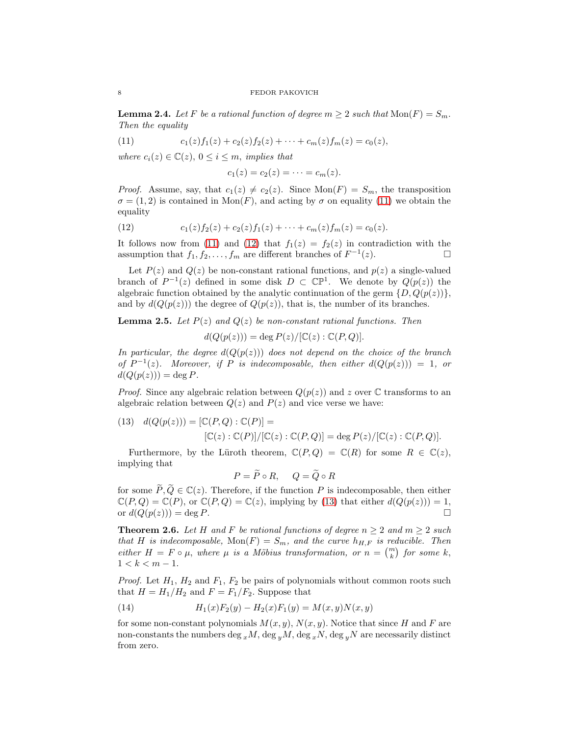**Lemma 2.4.** *Let $F$ be a rational function of degree $m \geq 2$ such that $\text{Mon}(F) = S_m$. Then the equality*

$$c_1(z)f_1(z) + c_2(z)f_2(z) + \cdots + c_m(z)f_m(z) = c_0(z), \tag{11}$$

*where $c_i(z) \in \mathbb{C}(z)$, $0 \leq i \leq m$, implies that*

$$c_1(z) = c_2(z) = \cdots = c_m(z).$$

*Proof.* Assume, say, that $c_1(z) \neq c_2(z)$. Since $\text{Mon}(F) = S_m$, the transposition $\sigma = (1, 2)$ is contained in $\text{Mon}(F)$, and acting by $\sigma$ on equality (11) we obtain the equality

$$c_1(z)f_2(z) + c_2(z)f_1(z) + \cdots + c_m(z)f_m(z) = c_0(z). \tag{12}$$

It follows now from (11) and (12) that $f_1(z) = f_2(z)$ in contradiction with the assumption that $f_1, f_2, \ldots, f_m$ are different branches of $F^{-1}(z)$. □

Let $P(z)$ and $Q(z)$ be non-constant rational functions, and $p(z)$ a single-valued branch of $P^{-1}(z)$ defined in some disk $D \subset \mathbb{CP}^1$. We denote by $Q(p(z))$ the algebraic function obtained by the analytic continuation of the germ $\{D, Q(p(z))\}$, and by $d(Q(p(z)))$ the degree of $Q(p(z))$, that is, the number of its branches.

**Lemma 2.5.** *Let $P(z)$ and $Q(z)$ be non-constant rational functions. Then*

$$d(Q(p(z))) = \deg P(z)/[\mathbb{C}(z) : \mathbb{C}(P, Q)].$$

*In particular, the degree $d(Q(p(z)))$ does not depend on the choice of the branch of $P^{-1}(z)$. Moreover, if $P$ is indecomposable, then either $d(Q(p(z))) = 1$, or $d(Q(p(z))) = \deg P$.*

*Proof.* Since any algebraic relation between $Q(p(z))$ and $z$ over $\mathbb{C}$ transforms to an algebraic relation between $Q(z)$ and $P(z)$ and vice verse we have:

$$\begin{aligned} d(Q(p(z))) = [\mathbb{C}(P, Q) : \mathbb{C}(P)] = \\ [\mathbb{C}(z) : \mathbb{C}(P)]/[\mathbb{C}(z) : \mathbb{C}(P, Q)] = \deg P(z)/[\mathbb{C}(z) : \mathbb{C}(P, Q)]. \end{aligned} \tag{13}$$

Furthermore, by the Lüroth theorem, $\mathbb{C}(P, Q) = \mathbb{C}(R)$ for some $R \in \mathbb{C}(z)$, implying that

$$P = \widetilde{P} \circ R, \qquad Q = \widetilde{Q} \circ R$$

for some $\widetilde{P}, \widetilde{Q} \in \mathbb{C}(z)$. Therefore, if the function $P$ is indecomposable, then either $\mathbb{C}(P, Q) = \mathbb{C}(P)$, or $\mathbb{C}(P, Q) = \mathbb{C}(z)$, implying by (13) that either $d(Q(p(z))) = 1$, or $d(Q(p(z))) = \deg P$. □

**Theorem 2.6.** *Let $H$ and $F$ be rational functions of degree $n \geq 2$ and $m \geq 2$ such that $H$ is indecomposable, $\text{Mon}(F) = S_m$, and the curve $h_{H,F}$ is reducible. Then either $H = F \circ \mu$, where $\mu$ is a Möbius transformation, or $n = \binom{m}{k}$ for some $k$, $1 < k < m - 1$.*

*Proof.* Let $H_1$, $H_2$ and $F_1$, $F_2$ be pairs of polynomials without common roots such that $H = H_1/H_2$ and $F = F_1/F_2$. Suppose that

$$H_1(x)F_2(y) - H_2(x)F_1(y) = M(x, y)N(x, y) \tag{14}$$

for some non-constant polynomials $M(x, y)$, $N(x, y)$. Notice that since $H$ and $F$ are non-constants the numbers $\deg_x M$, $\deg_y M$, $\deg_x N$, $\deg_y N$ are necessarily distinct from zero.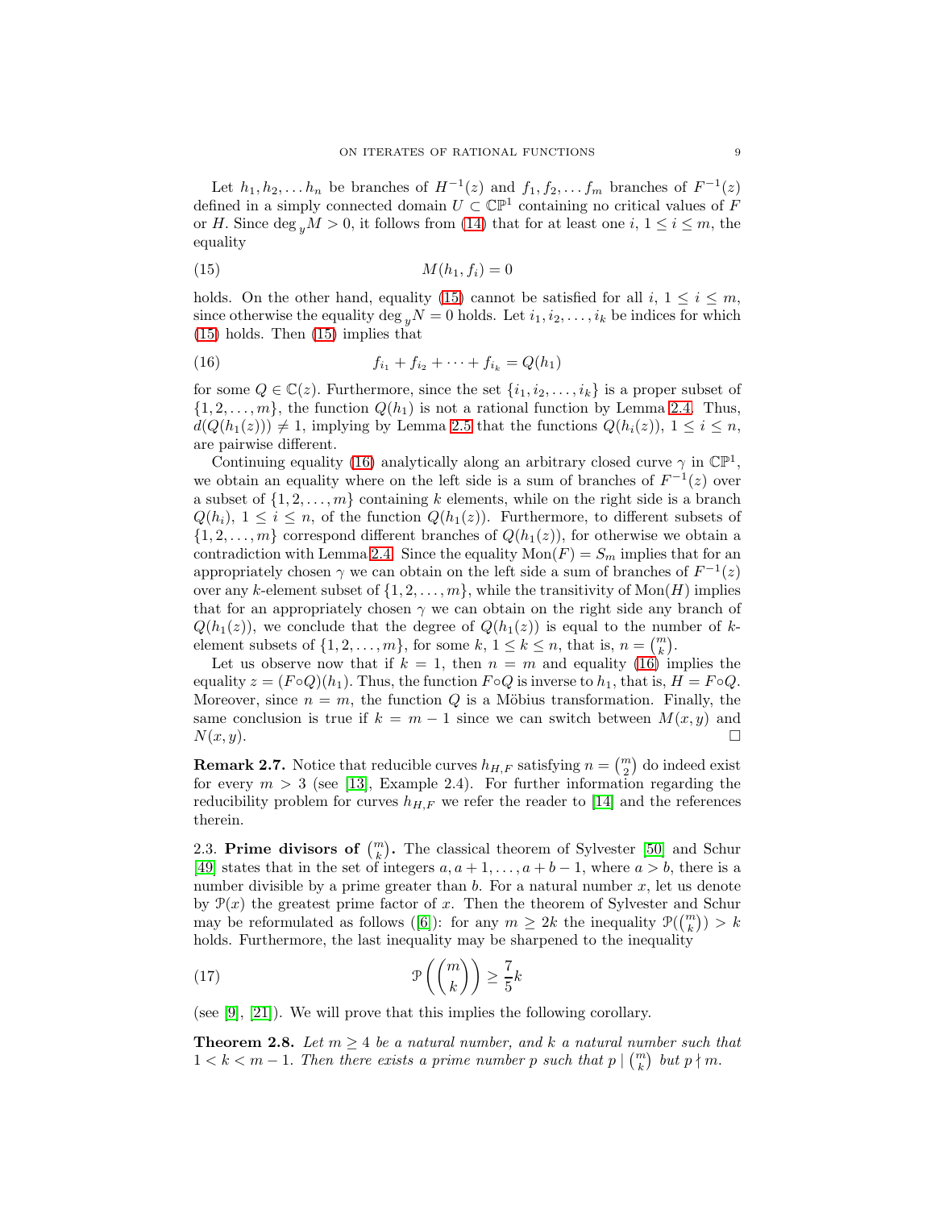Let $h_1, h_2, \dots h_n$ be branches of $H^{-1}(z)$ and $f_1, f_2, \dots f_m$ branches of $F^{-1}(z)$ defined in a simply connected domain $U \subset \mathbb{CP}^1$ containing no critical values of $F$ or $H$. Since $\deg_y M > 0$, it follows from (14) that for at least one $i$, $1 \leq i \leq m$, the equality

$$M(h_1, f_i) = 0 \tag{15}$$

holds. On the other hand, equality (15) cannot be satisfied for all $i$, $1 \leq i \leq m$, since otherwise the equality $\deg_y N = 0$ holds. Let $i_1, i_2, \dots, i_k$ be indices for which (15) holds. Then (15) implies that

$$f_{i_1} + f_{i_2} + \cdots + f_{i_k} = Q(h_1) \tag{16}$$

for some $Q \in \mathbb{C}(z)$. Furthermore, since the set $\{i_1, i_2, \dots, i_k\}$ is a proper subset of $\{1, 2, \dots, m\}$, the function $Q(h_1)$ is not a rational function by Lemma 2.4. Thus, $d(Q(h_1(z))) \neq 1$, implying by Lemma 2.5 that the functions $Q(h_i(z))$, $1 \leq i \leq n$, are pairwise different.

Continuing equality (16) analytically along an arbitrary closed curve $\gamma$ in $\mathbb{CP}^1$, we obtain an equality where on the left side is a sum of branches of $F^{-1}(z)$ over a subset of $\{1, 2, \dots, m\}$ containing $k$ elements, while on the right side is a branch $Q(h_i)$, $1 \leq i \leq n$, of the function $Q(h_1(z))$. Furthermore, to different subsets of $\{1, 2, \dots, m\}$ correspond different branches of $Q(h_1(z))$, for otherwise we obtain a contradiction with Lemma 2.4. Since the equality $\text{Mon}(F) = S_m$ implies that for an appropriately chosen $\gamma$ we can obtain on the left side a sum of branches of $F^{-1}(z)$ over any $k$-element subset of $\{1, 2, \dots, m\}$, while the transitivity of $\text{Mon}(H)$ implies that for an appropriately chosen $\gamma$ we can obtain on the right side any branch of $Q(h_1(z))$, we conclude that the degree of $Q(h_1(z))$ is equal to the number of $k$-element subsets of $\{1, 2, \dots, m\}$, for some $k$, $1 \leq k \leq n$, that is, $n = \binom{m}{k}$.

Let us observe now that if $k = 1$, then $n = m$ and equality (16) implies the equality $z = (F \circ Q)(h_1)$. Thus, the function $F \circ Q$ is inverse to $h_1$, that is, $H = F \circ Q$. Moreover, since $n = m$, the function $Q$ is a Möbius transformation. Finally, the same conclusion is true if $k = m - 1$ since we can switch between $M(x, y)$ and $N(x, y)$. □

**Remark 2.7.** Notice that reducible curves $h_{H,F}$ satisfying $n = \binom{m}{2}$ do indeed exist for every $m > 3$ (see [13], Example 2.4). For further information regarding the reducibility problem for curves $h_{H,F}$ we refer the reader to [14] and the references therein.

### 2.3. Prime divisors of $\binom{m}{k}$.

The classical theorem of Sylvester [50] and Schur [49] states that in the set of integers $a, a+1, \dots, a+b-1$, where $a > b$, there is a number divisible by a prime greater than $b$. For a natural number $x$, let us denote by $\mathcal{P}(x)$ the greatest prime factor of $x$. Then the theorem of Sylvester and Schur may be reformulated as follows ([6]): for any $m \geq 2k$ the inequality $\mathcal{P}(\binom{m}{k}) > k$ holds. Furthermore, the last inequality may be sharpened to the inequality

$$\mathcal{P}\left(\binom{m}{k}\right) \geq \frac{7}{5}k \tag{17}$$

(see [9], [21]). We will prove that this implies the following corollary.

**Theorem 2.8.** *Let $m \geq 4$ be a natural number, and $k$ a natural number such that $1 < k < m - 1$. Then there exists a prime number $p$ such that $p \mid \binom{m}{k}$ but $p \nmid m$.*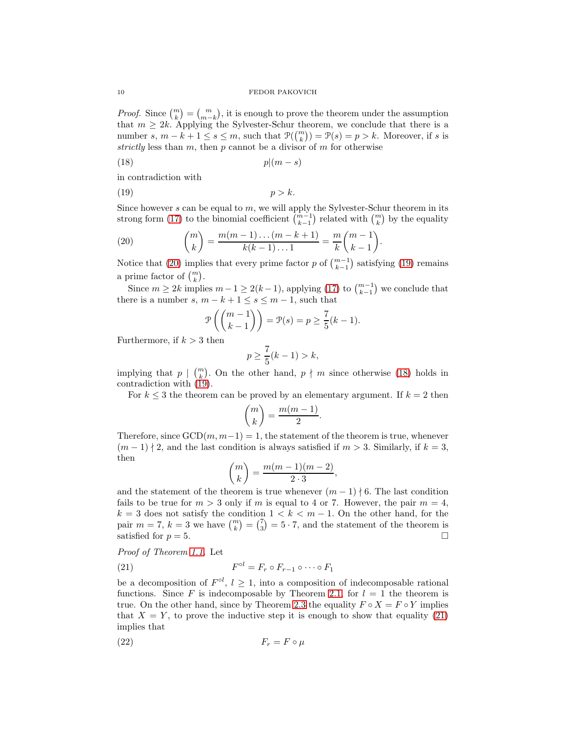*Proof.* Since $\binom{m}{k} = \binom{m}{m-k}$, it is enough to prove the theorem under the assumption that $m \geq 2k$. Applying the Sylvester-Schur theorem, we conclude that there is a number $s$, $m-k+1 \leq s \leq m$, such that $\mathcal{P}(\binom{m}{k}) = \mathcal{P}(s) = p > k$. Moreover, if $s$ is *strictly* less than $m$, then $p$ cannot be a divisor of $m$ for otherwise

$$p|(m-s) \tag{18}$$

in contradiction with

$$p > k. \tag{19}$$

Since however $s$ can be equal to $m$, we will apply the Sylvester-Schur theorem in its strong form (17) to the binomial coefficient $\binom{m-1}{k-1}$ related with $\binom{m}{k}$ by the equality

$$\binom{m}{k} = \frac{m(m-1)\dots(m-k+1)}{k(k-1)\dots 1} = \frac{m}{k}\binom{m-1}{k-1}. \tag{20}$$

Notice that (20) implies that every prime factor $p$ of $\binom{m-1}{k-1}$ satisfying (19) remains a prime factor of $\binom{m}{k}$.

Since $m \geq 2k$ implies $m-1 \geq 2(k-1)$, applying (17) to $\binom{m-1}{k-1}$ we conclude that there is a number $s$, $m-k+1 \leq s \leq m-1$, such that

$$\mathcal{P}\left(\binom{m-1}{k-1}\right) = \mathcal{P}(s) = p \geq \frac{7}{5}(k-1).$$

Furthermore, if $k > 3$ then

$$p \geq \frac{7}{5}(k-1) > k,$$

implying that $p \mid \binom{m}{k}$. On the other hand, $p \nmid m$ since otherwise (18) holds in contradiction with (19).

For $k \leq 3$ the theorem can be proved by an elementary argument. If $k = 2$ then

$$\binom{m}{k} = \frac{m(m-1)}{2}.$$

Therefore, since $\mathrm{GCD}(m, m-1) = 1$, the statement of the theorem is true, whenever $(m-1) \nmid 2$, and the last condition is always satisfied if $m > 3$. Similarly, if $k = 3$, then

$$\binom{m}{k} = \frac{m(m-1)(m-2)}{2 \cdot 3},$$

and the statement of the theorem is true whenever $(m-1) \nmid 6$. The last condition fails to be true for $m > 3$ only if $m$ is equal to 4 or 7. However, the pair $m = 4$, $k = 3$ does not satisfy the condition $1 < k < m-1$. On the other hand, for the pair $m = 7$, $k = 3$ we have $\binom{m}{k} = \binom{7}{3} = 5 \cdot 7$, and the statement of the theorem is satisfied for $p = 5$. □

*Proof of Theorem 1.1.* Let

$$F^{\circ l} = F_r \circ F_{r-1} \circ \dots \circ F_1 \tag{21}$$

be a decomposition of $F^{\circ l}$, $l \geq 1$, into a composition of indecomposable rational functions. Since $F$ is indecomposable by Theorem 2.1, for $l = 1$ the theorem is true. On the other hand, since by Theorem 2.3 the equality $F \circ X = F \circ Y$ implies that $X = Y$, to prove the inductive step it is enough to show that equality (21) implies that

$$F_r = F \circ \mu \tag{22}$$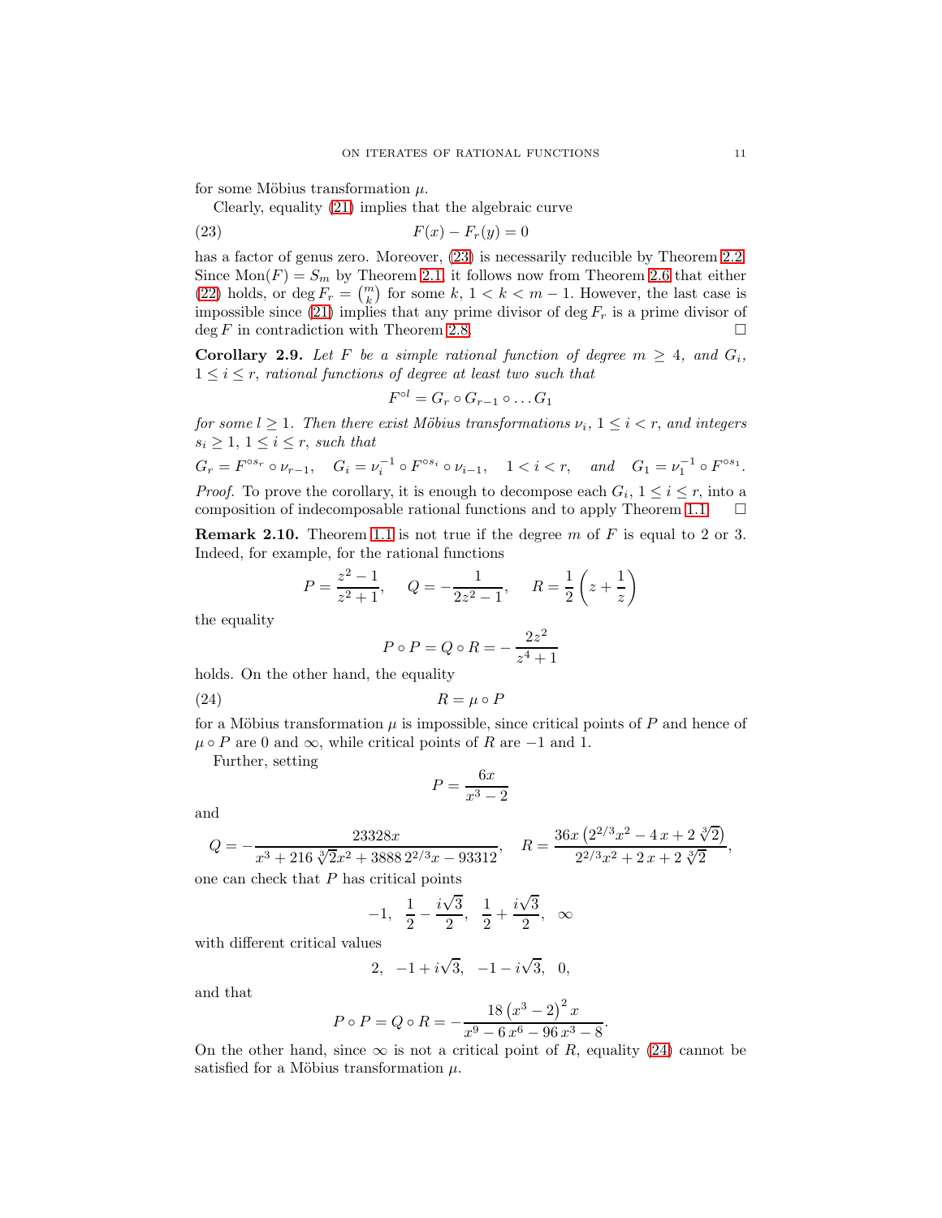for some Möbius transformation $\mu$.

Clearly, equality (21) implies that the algebraic curve

$$F(x) - F_r(y) = 0 \tag{23}$$

has a factor of genus zero. Moreover, (23) is necessarily reducible by Theorem 2.2. Since $\text{Mon}(F) = S_m$ by Theorem 2.1, it follows now from Theorem 2.6 that either (22) holds, or $\deg F_r = \binom{m}{k}$ for some $k$, $1 < k < m-1$. However, the last case is impossible since (21) implies that any prime divisor of $\deg F_r$ is a prime divisor of $\deg F$ in contradiction with Theorem 2.8. $\square$

**Corollary 2.9.** *Let $F$ be a simple rational function of degree $m \geq 4$, and $G_i$, $1 \leq i \leq r$, rational functions of degree at least two such that*

$$F^{\circ l} = G_r \circ G_{r-1} \circ \dots G_1$$

*for some $l \geq 1$. Then there exist Möbius transformations $\nu_i$, $1 \leq i < r$, and integers $s_i \geq 1$, $1 \leq i \leq r$, such that*

$$G_r = F^{\circ s_r} \circ \nu_{r-1}, \quad G_i = \nu_i^{-1} \circ F^{\circ s_i} \circ \nu_{i-1}, \quad 1 < i < r, \quad \text{and} \quad G_1 = \nu_1^{-1} \circ F^{\circ s_1}.$$

*Proof.* To prove the corollary, it is enough to decompose each $G_i$, $1 \leq i \leq r$, into a composition of indecomposable rational functions and to apply Theorem 1.1. $\square$

**Remark 2.10.** Theorem 1.1 is not true if the degree $m$ of $F$ is equal to 2 or 3. Indeed, for example, for the rational functions

$$P = \frac{z^2 - 1}{z^2 + 1}, \quad Q = -\frac{1}{2z^2 - 1}, \quad R = \frac{1}{2}\left(z + \frac{1}{z}\right)$$

the equality

$$P \circ P = Q \circ R = -\frac{2z^2}{z^4 + 1}$$

holds. On the other hand, the equality

$$R = \mu \circ P \tag{24}$$

for a Möbius transformation $\mu$ is impossible, since critical points of $P$ and hence of $\mu \circ P$ are 0 and $\infty$, while critical points of $R$ are $-1$ and 1.

Further, setting

$$P = \frac{6x}{x^3 - 2}$$

and

$$Q = -\frac{23328x}{x^3 + 216\sqrt[3]{2}x^2 + 3888\,2^{2/3}x - 93312}, \quad R = \frac{36x\left(2^{2/3}x^2 - 4x + 2\sqrt[3]{2}\right)}{2^{2/3}x^2 + 2x + 2\sqrt[3]{2}},$$

one can check that $P$ has critical points

$$-1, \quad \frac{1}{2} - \frac{i\sqrt{3}}{2}, \quad \frac{1}{2} + \frac{i\sqrt{3}}{2}, \quad \infty$$

with different critical values

$$2, \quad -1 + i\sqrt{3}, \quad -1 - i\sqrt{3}, \quad 0,$$

and that

$$P \circ P = Q \circ R = -\frac{18\left(x^3 - 2\right)^2 x}{x^9 - 6x^6 - 96x^3 - 8}.$$

On the other hand, since $\infty$ is not a critical point of $R$, equality (24) cannot be satisfied for a Möbius transformation $\mu$.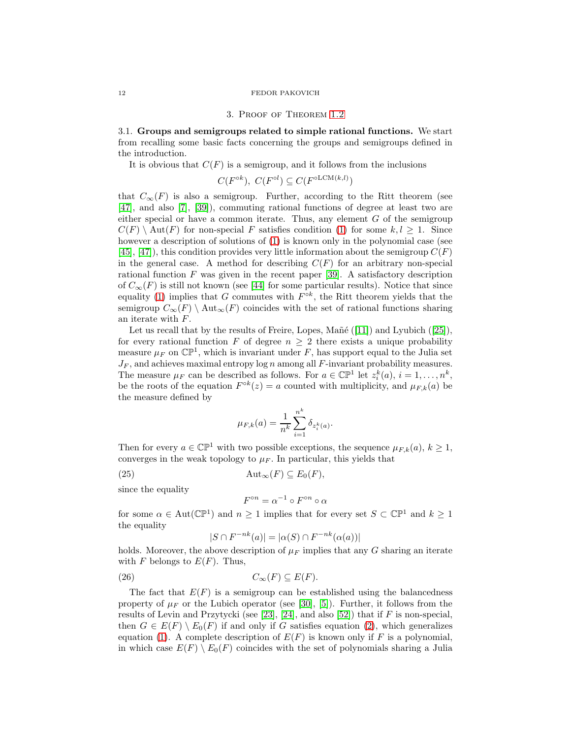## 3. Proof of Theorem 1.2

**3.1. Groups and semigroups related to simple rational functions.** We start from recalling some basic facts concerning the groups and semigroups defined in the introduction.

It is obvious that $C(F)$ is a semigroup, and it follows from the inclusions

$$C(F^{\circ k}),\ C(F^{\circ l}) \subseteq C(F^{\circ \mathrm{LCM}(k,l)})$$

that $C_\infty(F)$ is also a semigroup. Further, according to the Ritt theorem (see [47], and also [7], [39]), commuting rational functions of degree at least two are either special or have a common iterate. Thus, any element $G$ of the semigroup $C(F) \setminus \mathrm{Aut}(F)$ for non-special $F$ satisfies condition (1) for some $k, l \geq 1$. Since however a description of solutions of (1) is known only in the polynomial case (see [45], [47]), this condition provides very little information about the semigroup $C(F)$ in the general case. A method for describing $C(F)$ for an arbitrary non-special rational function $F$ was given in the recent paper [39]. A satisfactory description of $C_\infty(F)$ is still not known (see [44] for some particular results). Notice that since equality (1) implies that $G$ commutes with $F^{\circ k}$, the Ritt theorem yields that the semigroup $C_\infty(F) \setminus \mathrm{Aut}_\infty(F)$ coincides with the set of rational functions sharing an iterate with $F$.

Let us recall that by the results of Freire, Lopes, Mañé ([11]) and Lyubich ([25]), for every rational function $F$ of degree $n \geq 2$ there exists a unique probability measure $\mu_F$ on $\mathbb{CP}^1$, which is invariant under $F$, has support equal to the Julia set $J_F$, and achieves maximal entropy $\log n$ among all $F$-invariant probability measures. The measure $\mu_F$ can be described as follows. For $a \in \mathbb{CP}^1$ let $z_i^k(a)$, $i = 1, \dots, n^k$, be the roots of the equation $F^{\circ k}(z) = a$ counted with multiplicity, and $\mu_{F,k}(a)$ be the measure defined by

$$\mu_{F,k}(a) = \frac{1}{n^k} \sum_{i=1}^{n^k} \delta_{z_i^k(a)}.$$

Then for every $a \in \mathbb{CP}^1$ with two possible exceptions, the sequence $\mu_{F,k}(a)$, $k \geq 1$, converges in the weak topology to $\mu_F$. In particular, this yields that

$$\mathrm{Aut}_\infty(F) \subseteq E_0(F), \tag{25}$$

since the equality

$$F^{\circ n} = \alpha^{-1} \circ F^{\circ n} \circ \alpha$$

for some $\alpha \in \mathrm{Aut}(\mathbb{CP}^1)$ and $n \geq 1$ implies that for every set $S \subset \mathbb{CP}^1$ and $k \geq 1$ the equality

$$|S \cap F^{-nk}(a)| = |\alpha(S) \cap F^{-nk}(\alpha(a))|$$

holds. Moreover, the above description of $\mu_F$ implies that any $G$ sharing an iterate with $F$ belongs to $E(F)$. Thus,

$$C_\infty(F) \subseteq E(F). \tag{26}$$

The fact that $E(F)$ is a semigroup can be established using the balancedness property of $\mu_F$ or the Lubich operator (see [30], [5]). Further, it follows from the results of Levin and Przytycki (see [23], [24], and also [52]) that if $F$ is non-special, then $G \in E(F) \setminus E_0(F)$ if and only if $G$ satisfies equation (2), which generalizes equation (1). A complete description of $E(F)$ is known only if $F$ is a polynomial, in which case $E(F) \setminus E_0(F)$ coincides with the set of polynomials sharing a Julia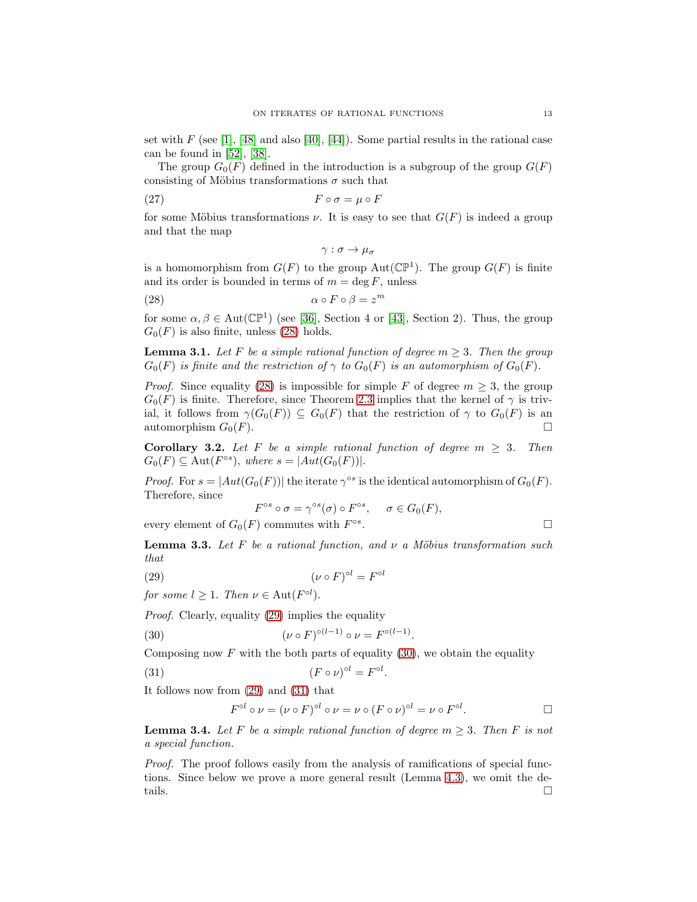set with $F$ (see [1], [48] and also [40], [44]). Some partial results in the rational case can be found in [52], [38].

The group $G_0(F)$ defined in the introduction is a subgroup of the group $G(F)$ consisting of Möbius transformations $\sigma$ such that

$$F \circ \sigma = \mu \circ F \tag{27}$$

for some Möbius transformations $\nu$. It is easy to see that $G(F)$ is indeed a group and that the map

$$\gamma : \sigma \to \mu_\sigma$$

is a homomorphism from $G(F)$ to the group $\mathrm{Aut}(\mathbb{CP}^1)$. The group $G(F)$ is finite and its order is bounded in terms of $m = \deg F$, unless

$$\alpha \circ F \circ \beta = z^m \tag{28}$$

for some $\alpha, \beta \in \mathrm{Aut}(\mathbb{CP}^1)$ (see [36], Section 4 or [43], Section 2). Thus, the group $G_0(F)$ is also finite, unless (28) holds.

**Lemma 3.1.** *Let $F$ be a simple rational function of degree $m \geq 3$. Then the group $G_0(F)$ is finite and the restriction of $\gamma$ to $G_0(F)$ is an automorphism of $G_0(F)$.*

*Proof.* Since equality (28) is impossible for simple $F$ of degree $m \geq 3$, the group $G_0(F)$ is finite. Therefore, since Theorem 2.3 implies that the kernel of $\gamma$ is trivial, it follows from $\gamma(G_0(F)) \subseteq G_0(F)$ that the restriction of $\gamma$ to $G_0(F)$ is an automorphism $G_0(F)$. $\square$

**Corollary 3.2.** *Let $F$ be a simple rational function of degree $m \geq 3$. Then $G_0(F) \subseteq \mathrm{Aut}(F^{\circ s})$, where $s = |Aut(G_0(F))|$.*

*Proof.* For $s = |Aut(G_0(F))|$ the iterate $\gamma^{\circ s}$ is the identical automorphism of $G_0(F)$. Therefore, since

$$F^{\circ s} \circ \sigma = \gamma^{\circ s}(\sigma) \circ F^{\circ s}, \quad \sigma \in G_0(F),$$

every element of $G_0(F)$ commutes with $F^{\circ s}$. $\square$

**Lemma 3.3.** *Let $F$ be a rational function, and $\nu$ a Möbius transformation such that*

$$(\nu \circ F)^{\circ l} = F^{\circ l} \tag{29}$$

*for some $l \geq 1$. Then $\nu \in \mathrm{Aut}(F^{\circ l})$.*

*Proof.* Clearly, equality (29) implies the equality

$$(\nu \circ F)^{\circ (l-1)} \circ \nu = F^{\circ (l-1)}. \tag{30}$$

Composing now $F$ with the both parts of equality (30), we obtain the equality

$$(F \circ \nu)^{\circ l} = F^{\circ l}. \tag{31}$$

It follows now from (29) and (31) that

$$F^{\circ l} \circ \nu = (\nu \circ F)^{\circ l} \circ \nu = \nu \circ (F \circ \nu)^{\circ l} = \nu \circ F^{\circ l}. \qquad \square$$

**Lemma 3.4.** *Let $F$ be a simple rational function of degree $m \geq 3$. Then $F$ is not a special function.*

*Proof.* The proof follows easily from the analysis of ramifications of special functions. Since below we prove a more general result (Lemma 4.3), we omit the details. $\square$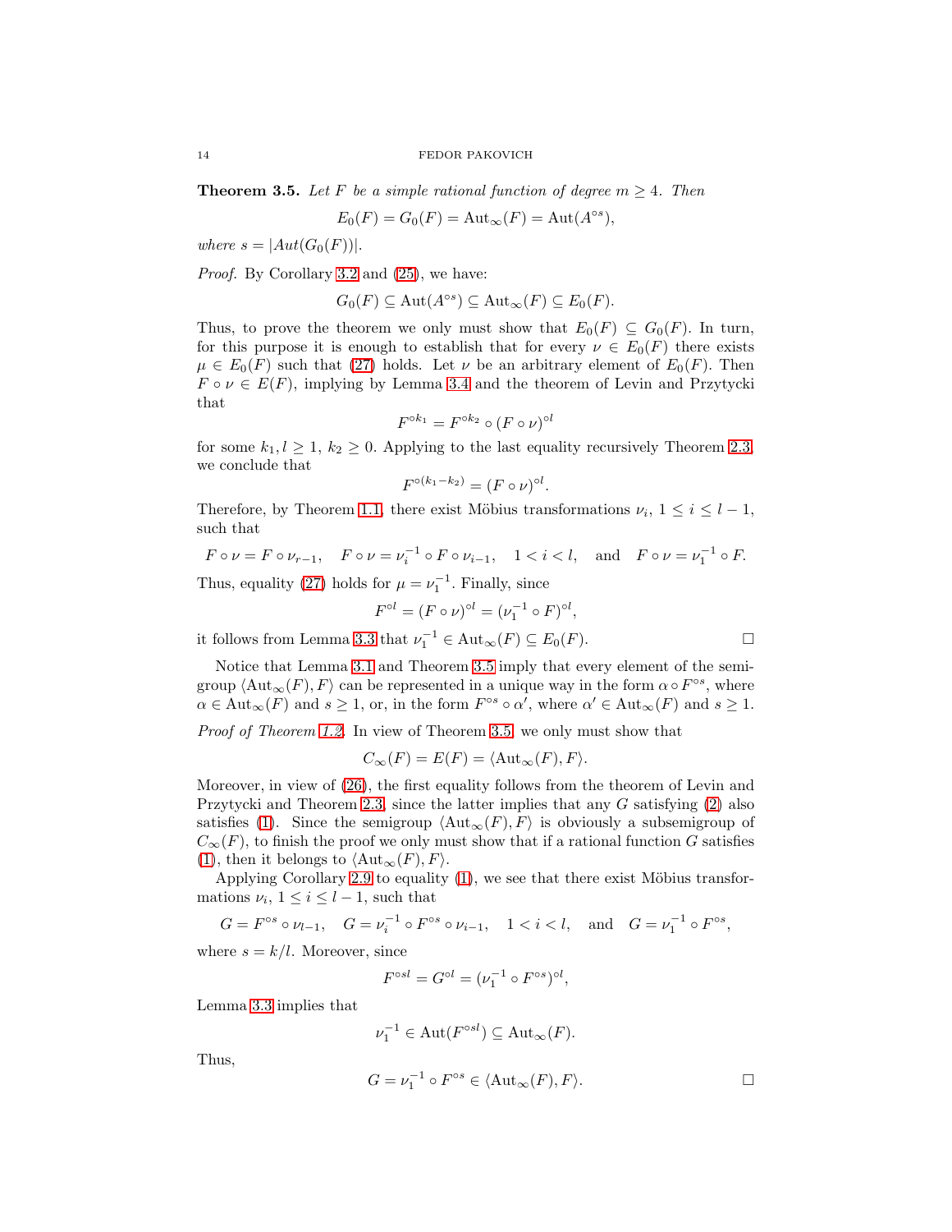**Theorem 3.5.** *Let $F$ be a simple rational function of degree $m \geq 4$. Then*

$$E_0(F) = G_0(F) = \mathrm{Aut}_\infty(F) = \mathrm{Aut}(A^{\circ s}),$$

*where $s = |Aut(G_0(F))|$.*

*Proof.* By Corollary 3.2 and (25), we have:

$$G_0(F) \subseteq \mathrm{Aut}(A^{\circ s}) \subseteq \mathrm{Aut}_\infty(F) \subseteq E_0(F).$$

Thus, to prove the theorem we only must show that $E_0(F) \subseteq G_0(F)$. In turn, for this purpose it is enough to establish that for every $\nu \in E_0(F)$ there exists $\mu \in E_0(F)$ such that (27) holds. Let $\nu$ be an arbitrary element of $E_0(F)$. Then $F \circ \nu \in E(F)$, implying by Lemma 3.4 and the theorem of Levin and Przytycki that

$$F^{\circ k_1} = F^{\circ k_2} \circ (F \circ \nu)^{\circ l}$$

for some $k_1, l \geq 1$, $k_2 \geq 0$. Applying to the last equality recursively Theorem 2.3, we conclude that

$$F^{\circ (k_1 - k_2)} = (F \circ \nu)^{\circ l}.$$

Therefore, by Theorem 1.1, there exist Möbius transformations $\nu_i$, $1 \leq i \leq l-1$, such that

$$F \circ \nu = F \circ \nu_{r-1}, \quad F \circ \nu = \nu_i^{-1} \circ F \circ \nu_{i-1}, \quad 1 < i < l, \quad \text{and} \quad F \circ \nu = \nu_1^{-1} \circ F.$$

Thus, equality (27) holds for $\mu = \nu_1^{-1}$. Finally, since

$$F^{\circ l} = (F \circ \nu)^{\circ l} = (\nu_1^{-1} \circ F)^{\circ l},$$

it follows from Lemma 3.3 that $\nu_1^{-1} \in \mathrm{Aut}_\infty(F) \subseteq E_0(F)$. □

Notice that Lemma 3.1 and Theorem 3.5 imply that every element of the semigroup $\langle \mathrm{Aut}_\infty(F), F \rangle$ can be represented in a unique way in the form $\alpha \circ F^{\circ s}$, where $\alpha \in \mathrm{Aut}_\infty(F)$ and $s \geq 1$, or, in the form $F^{\circ s} \circ \alpha'$, where $\alpha' \in \mathrm{Aut}_\infty(F)$ and $s \geq 1$.

*Proof of Theorem 1.2.* In view of Theorem 3.5, we only must show that

$$C_\infty(F) = E(F) = \langle \mathrm{Aut}_\infty(F), F \rangle.$$

Moreover, in view of (26), the first equality follows from the theorem of Levin and Przytycki and Theorem 2.3, since the latter implies that any $G$ satisfying (2) also satisfies (1). Since the semigroup $\langle \mathrm{Aut}_\infty(F), F \rangle$ is obviously a subsemigroup of $C_\infty(F)$, to finish the proof we only must show that if a rational function $G$ satisfies (1), then it belongs to $\langle \mathrm{Aut}_\infty(F), F \rangle$.

Applying Corollary 2.9 to equality (1), we see that there exist Möbius transformations $\nu_i$, $1 \leq i \leq l-1$, such that

$$G = F^{\circ s} \circ \nu_{l-1}, \quad G = \nu_i^{-1} \circ F^{\circ s} \circ \nu_{i-1}, \quad 1 < i < l, \quad \text{and} \quad G = \nu_1^{-1} \circ F^{\circ s},$$

where $s = k/l$. Moreover, since

$$F^{\circ sl} = G^{\circ l} = (\nu_1^{-1} \circ F^{\circ s})^{\circ l},$$

Lemma 3.3 implies that

$$\nu_1^{-1} \in \mathrm{Aut}(F^{\circ sl}) \subseteq \mathrm{Aut}_\infty(F).$$

Thus,

$$G = \nu_1^{-1} \circ F^{\circ s} \in \langle \mathrm{Aut}_\infty(F), F \rangle.$$

□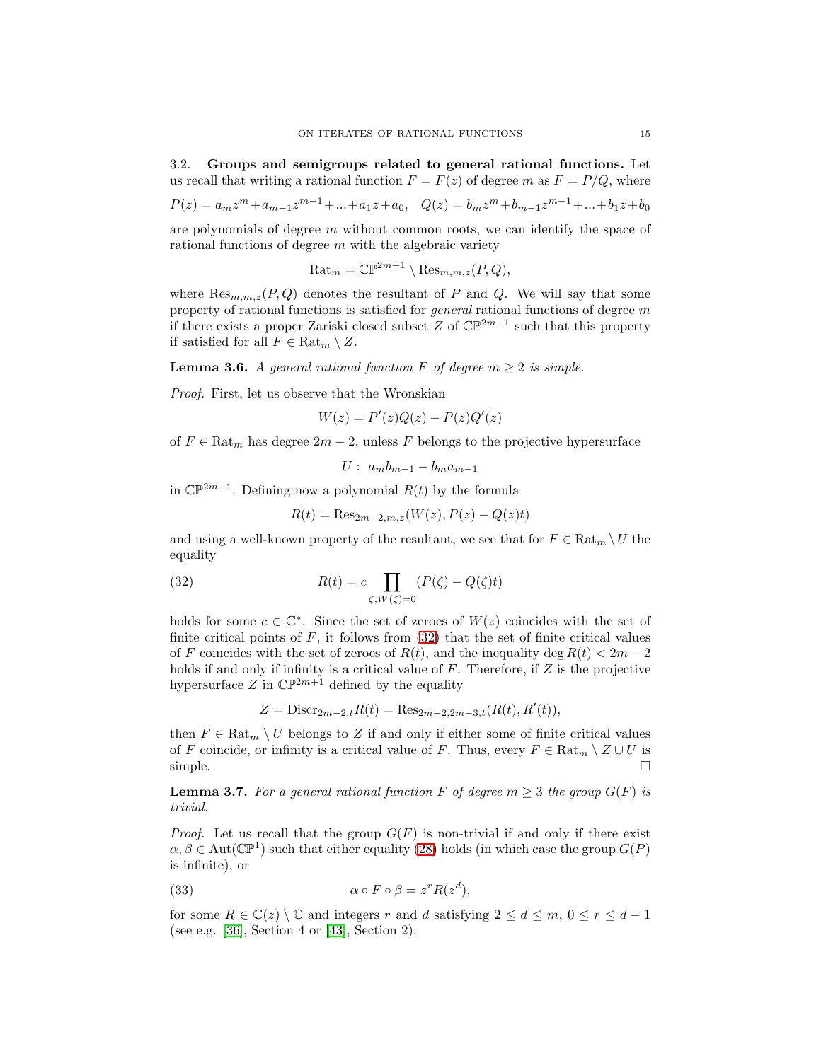3.2. **Groups and semigroups related to general rational functions.** Let us recall that writing a rational function $F = F(z)$ of degree $m$ as $F = P/Q$, where

$$P(z) = a_m z^m + a_{m-1}z^{m-1} + ... + a_1 z + a_0, \quad Q(z) = b_m z^m + b_{m-1}z^{m-1} + ... + b_1 z + b_0$$

are polynomials of degree $m$ without common roots, we can identify the space of rational functions of degree $m$ with the algebraic variety

$$\mathrm{Rat}_m = \mathbb{CP}^{2m+1} \setminus \mathrm{Res}_{m,m,z}(P, Q),$$

where $\mathrm{Res}_{m,m,z}(P, Q)$ denotes the resultant of $P$ and $Q$. We will say that some property of rational functions is satisfied for *general* rational functions of degree $m$ if there exists a proper Zariski closed subset $Z$ of $\mathbb{CP}^{2m+1}$ such that this property if satisfied for all $F \in \mathrm{Rat}_m \setminus Z$.

**Lemma 3.6.** *A general rational function $F$ of degree $m \geq 2$ is simple.*

*Proof.* First, let us observe that the Wronskian

$$W(z) = P'(z)Q(z) - P(z)Q'(z)$$

of $F \in \mathrm{Rat}_m$ has degree $2m - 2$, unless $F$ belongs to the projective hypersurface

$$U : \ a_m b_{m-1} - b_m a_{m-1}$$

in $\mathbb{CP}^{2m+1}$. Defining now a polynomial $R(t)$ by the formula

$$R(t) = \mathrm{Res}_{2m-2,m,z}(W(z), P(z) - Q(z)t)$$

and using a well-known property of the resultant, we see that for $F \in \mathrm{Rat}_m \setminus U$ the equality

$$R(t) = c \prod_{\zeta, W(\zeta)=0} (P(\zeta) - Q(\zeta)t) \tag{32}$$

holds for some $c \in \mathbb{C}^*$. Since the set of zeroes of $W(z)$ coincides with the set of finite critical points of $F$, it follows from (32) that the set of finite critical values of $F$ coincides with the set of zeroes of $R(t)$, and the inequality $\deg R(t) < 2m - 2$ holds if and only if infinity is a critical value of $F$. Therefore, if $Z$ is the projective hypersurface $Z$ in $\mathbb{CP}^{2m+1}$ defined by the equality

$$Z = \mathrm{Discr}_{2m-2,t} R(t) = \mathrm{Res}_{2m-2,2m-3,t}(R(t), R'(t)),$$

then $F \in \mathrm{Rat}_m \setminus U$ belongs to $Z$ if and only if either some of finite critical values of $F$ coincide, or infinity is a critical value of $F$. Thus, every $F \in \mathrm{Rat}_m \setminus Z \cup U$ is simple. $\square$

**Lemma 3.7.** *For a general rational function $F$ of degree $m \geq 3$ the group $G(F)$ is trivial.*

*Proof.* Let us recall that the group $G(F)$ is non-trivial if and only if there exist $\alpha, \beta \in \mathrm{Aut}(\mathbb{CP}^1)$ such that either equality (28) holds (in which case the group $G(P)$ is infinite), or

$$\alpha \circ F \circ \beta = z^r R(z^d), \tag{33}$$

for some $R \in \mathbb{C}(z) \setminus \mathbb{C}$ and integers $r$ and $d$ satisfying $2 \leq d \leq m$, $0 \leq r \leq d - 1$ (see e.g. [36], Section 4 or [43], Section 2).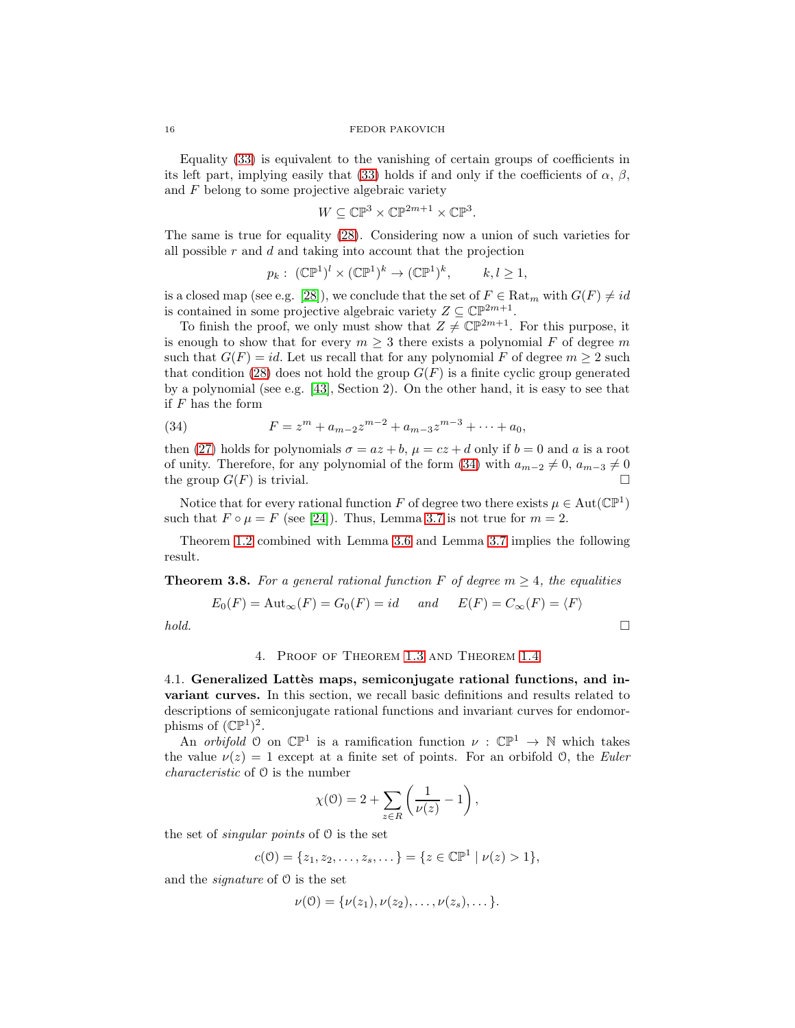Equality (33) is equivalent to the vanishing of certain groups of coefficients in its left part, implying easily that (33) holds if and only if the coefficients of $\alpha$, $\beta$, and $F$ belong to some projective algebraic variety

$$W \subseteq \mathbb{CP}^3 \times \mathbb{CP}^{2m+1} \times \mathbb{CP}^3.$$

The same is true for equality (28). Considering now a union of such varieties for all possible $r$ and $d$ and taking into account that the projection

$$p_k: \ (\mathbb{CP}^1)^l \times (\mathbb{CP}^1)^k \to (\mathbb{CP}^1)^k, \qquad k, l \geq 1,$$

is a closed map (see e.g. [28]), we conclude that the set of $F \in \mathrm{Rat}_m$ with $G(F) \neq id$ is contained in some projective algebraic variety $Z \subseteq \mathbb{CP}^{2m+1}$.

To finish the proof, we only must show that $Z \neq \mathbb{CP}^{2m+1}$. For this purpose, it is enough to show that for every $m \geq 3$ there exists a polynomial $F$ of degree $m$ such that $G(F) = id$. Let us recall that for any polynomial $F$ of degree $m \geq 2$ such that condition (28) does not hold the group $G(F)$ is a finite cyclic group generated by a polynomial (see e.g. [43], Section 2). On the other hand, it is easy to see that if $F$ has the form

$$F = z^m + a_{m-2}z^{m-2} + a_{m-3}z^{m-3} + \cdots + a_0, \tag{34}$$

then (27) holds for polynomials $\sigma = az + b$, $\mu = cz + d$ only if $b = 0$ and $a$ is a root of unity. Therefore, for any polynomial of the form (34) with $a_{m-2} \neq 0$, $a_{m-3} \neq 0$ the group $G(F)$ is trivial. □

Notice that for every rational function $F$ of degree two there exists $\mu \in \mathrm{Aut}(\mathbb{CP}^1)$ such that $F \circ \mu = F$ (see [24]). Thus, Lemma 3.7 is not true for $m = 2$.

Theorem 1.2 combined with Lemma 3.6 and Lemma 3.7 implies the following result.

**Theorem 3.8.** *For a general rational function $F$ of degree $m \geq 4$, the equalities*

$$E_0(F) = \mathrm{Aut}_\infty(F) = G_0(F) = id \quad \text{ and } \quad E(F) = C_\infty(F) = \langle F \rangle$$

*hold.* □

## 4. Proof of Theorem 1.3 and Theorem 1.4

### 4.1. Generalized Lattès maps, semiconjugate rational functions, and invariant curves.

In this section, we recall basic definitions and results related to descriptions of semiconjugate rational functions and invariant curves for endomorphisms of $(\mathbb{CP}^1)^2$.

An *orbifold* $\mathcal{O}$ on $\mathbb{CP}^1$ is a ramification function $\nu : \mathbb{CP}^1 \to \mathbb{N}$ which takes the value $\nu(z) = 1$ except at a finite set of points. For an orbifold $\mathcal{O}$, the *Euler characteristic* of $\mathcal{O}$ is the number

$$\chi(\mathcal{O}) = 2 + \sum_{z \in R} \left( \frac{1}{\nu(z)} - 1 \right),$$

the set of *singular points* of $\mathcal{O}$ is the set

$$c(\mathcal{O}) = \{z_1, z_2, \ldots, z_s, \ldots\} = \{z \in \mathbb{CP}^1 \mid \nu(z) > 1\},$$

and the *signature* of $\mathcal{O}$ is the set

$$\nu(\mathcal{O}) = \{\nu(z_1), \nu(z_2), \ldots, \nu(z_s), \ldots\}.$$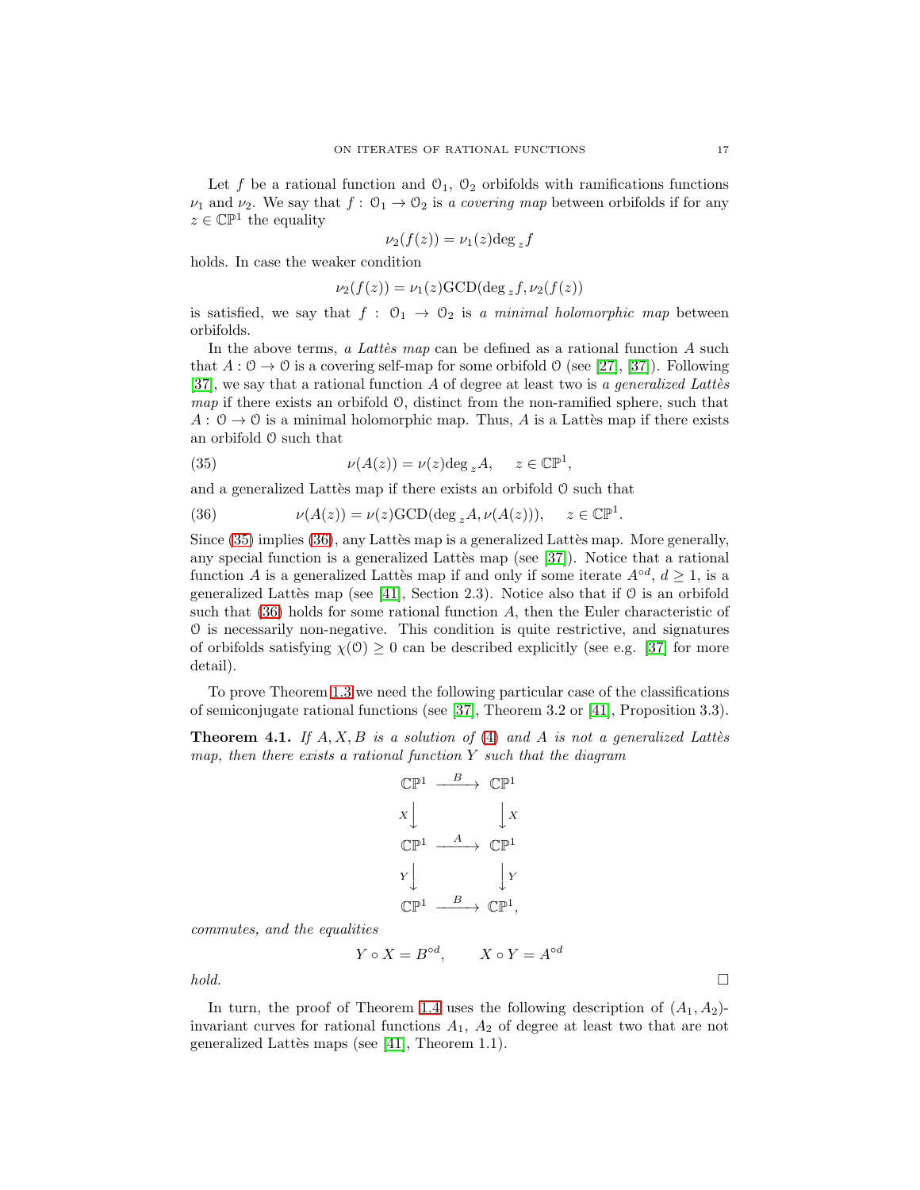Let $f$ be a rational function and $\mathcal{O}_1$, $\mathcal{O}_2$ orbifolds with ramifications functions $\nu_1$ and $\nu_2$. We say that $f: \mathcal{O}_1 \to \mathcal{O}_2$ is *a covering map* between orbifolds if for any $z \in \mathbb{CP}^1$ the equality

$$\nu_2(f(z)) = \nu_1(z)\deg_z f$$

holds. In case the weaker condition

$$\nu_2(f(z)) = \nu_1(z)\mathrm{GCD}(\deg_z f, \nu_2(f(z))$$

is satisfied, we say that $f: \mathcal{O}_1 \to \mathcal{O}_2$ is *a minimal holomorphic map* between orbifolds.

In the above terms, *a Lattès map* can be defined as a rational function $A$ such that $A: \mathcal{O} \to \mathcal{O}$ is a covering self-map for some orbifold $\mathcal{O}$ (see [27], [37]). Following [37], we say that a rational function $A$ of degree at least two is *a generalized Lattès map* if there exists an orbifold $\mathcal{O}$, distinct from the non-ramified sphere, such that $A: \mathcal{O} \to \mathcal{O}$ is a minimal holomorphic map. Thus, $A$ is a Lattès map if there exists an orbifold $\mathcal{O}$ such that

$$\nu(A(z)) = \nu(z)\deg_z A, \quad z \in \mathbb{CP}^1, \tag{35}$$

and a generalized Lattès map if there exists an orbifold $\mathcal{O}$ such that

$$\nu(A(z)) = \nu(z)\mathrm{GCD}(\deg_z A, \nu(A(z))), \quad z \in \mathbb{CP}^1. \tag{36}$$

Since (35) implies (36), any Lattès map is a generalized Lattès map. More generally, any special function is a generalized Lattès map (see [37]). Notice that a rational function $A$ is a generalized Lattès map if and only if some iterate $A^{\circ d}$, $d \geq 1$, is a generalized Lattès map (see [41], Section 2.3). Notice also that if $\mathcal{O}$ is an orbifold such that (36) holds for some rational function $A$, then the Euler characteristic of $\mathcal{O}$ is necessarily non-negative. This condition is quite restrictive, and signatures of orbifolds satisfying $\chi(\mathcal{O}) \geq 0$ can be described explicitly (see e.g. [37] for more detail).

To prove Theorem 1.3 we need the following particular case of the classifications of semiconjugate rational functions (see [37], Theorem 3.2 or [41], Proposition 3.3).

**Theorem 4.1.** *If $A, X, B$ is a solution of (4) and $A$ is not a generalized Lattès map, then there exists a rational function $Y$ such that the diagram*

$$\begin{array}{ccc}
\mathbb{CP}^1 & \xrightarrow{B} & \mathbb{CP}^1 \\
X\downarrow & & \downarrow X \\
\mathbb{CP}^1 & \xrightarrow{A} & \mathbb{CP}^1 \\
Y\downarrow & & \downarrow Y \\
\mathbb{CP}^1 & \xrightarrow{B} & \mathbb{CP}^1,
\end{array}$$

*commutes, and the equalities*

$$Y \circ X = B^{\circ d}, \qquad X \circ Y = A^{\circ d}$$

*hold.* $\square$

In turn, the proof of Theorem 1.4 uses the following description of $(A_1, A_2)$-invariant curves for rational functions $A_1$, $A_2$ of degree at least two that are not generalized Lattès maps (see [41], Theorem 1.1).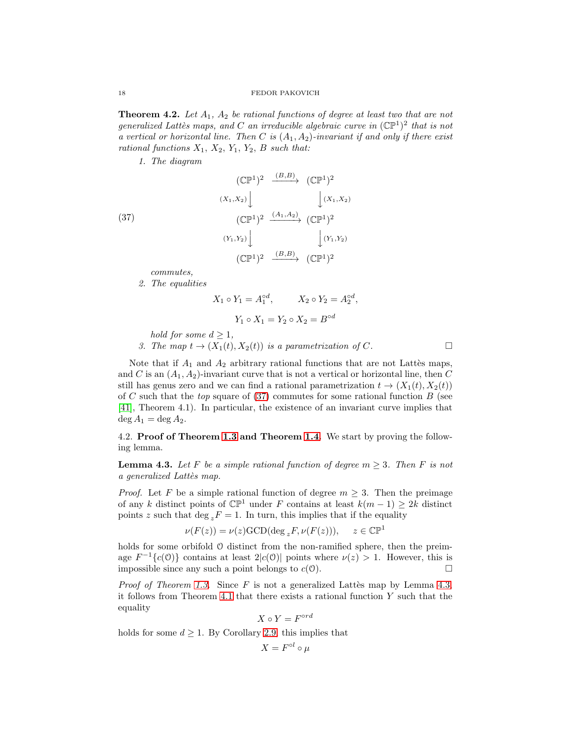**Theorem 4.2.** *Let $A_1$, $A_2$ be rational functions of degree at least two that are not generalized Lattès maps, and $C$ an irreducible algebraic curve in $(\mathbb{CP}^1)^2$ that is not a vertical or horizontal line. Then $C$ is $(A_1, A_2)$-invariant if and only if there exist rational functions $X_1$, $X_2$, $Y_1$, $Y_2$, $B$ such that:*

1. *The diagram*

$$
\begin{array}{ccc}
(\mathbb{CP}^1)^2 & \xrightarrow{(B,B)} & (\mathbb{CP}^1)^2 \\
{\scriptstyle (X_1,X_2)}\downarrow & & \downarrow{\scriptstyle (X_1,X_2)} \\
(\mathbb{CP}^1)^2 & \xrightarrow{(A_1,A_2)} & (\mathbb{CP}^1)^2 \\
{\scriptstyle (Y_1,Y_2)}\downarrow & & \downarrow{\scriptstyle (Y_1,Y_2)} \\
(\mathbb{CP}^1)^2 & \xrightarrow{(B,B)} & (\mathbb{CP}^1)^2
\end{array}
\tag{37}
$$

   *commutes,*

2. *The equalities*

$$X_1 \circ Y_1 = A_1^{\circ d}, \qquad X_2 \circ Y_2 = A_2^{\circ d},$$

$$Y_1 \circ X_1 = Y_2 \circ X_2 = B^{\circ d}$$

   *hold for some $d \geq 1$,*

3. *The map $t \to (X_1(t), X_2(t))$ is a parametrization of $C$.* □

Note that if $A_1$ and $A_2$ arbitrary rational functions that are not Lattès maps, and $C$ is an $(A_1, A_2)$-invariant curve that is not a vertical or horizontal line, then $C$ still has genus zero and we can find a rational parametrization $t \to (X_1(t), X_2(t))$ of $C$ such that the *top* square of (37) commutes for some rational function $B$ (see [41], Theorem 4.1). In particular, the existence of an invariant curve implies that $\deg A_1 = \deg A_2$.

4.2. **Proof of Theorem 1.3 and Theorem 1.4.** We start by proving the following lemma.

**Lemma 4.3.** *Let $F$ be a simple rational function of degree $m \geq 3$. Then $F$ is not a generalized Lattès map.*

*Proof.* Let $F$ be a simple rational function of degree $m \geq 3$. Then the preimage of any $k$ distinct points of $\mathbb{CP}^1$ under $F$ contains at least $k(m-1) \geq 2k$ distinct points $z$ such that $\deg_z F = 1$. In turn, this implies that if the equality

$$\nu(F(z)) = \nu(z)\mathrm{GCD}(\deg_z F, \nu(F(z))), \quad z \in \mathbb{CP}^1$$

holds for some orbifold $\mathcal{O}$ distinct from the non-ramified sphere, then the preimage $F^{-1}\{c(\mathcal{O})\}$ contains at least $2|c(\mathcal{O})|$ points where $\nu(z) > 1$. However, this is impossible since any such a point belongs to $c(\mathcal{O})$. □

*Proof of Theorem 1.3.* Since $F$ is not a generalized Lattès map by Lemma 4.3, it follows from Theorem 4.1 that there exists a rational function $Y$ such that the equality

$$X \circ Y = F^{\circ rd}$$

holds for some $d \geq 1$. By Corollary 2.9, this implies that

$$X = F^{\circ l} \circ \mu$$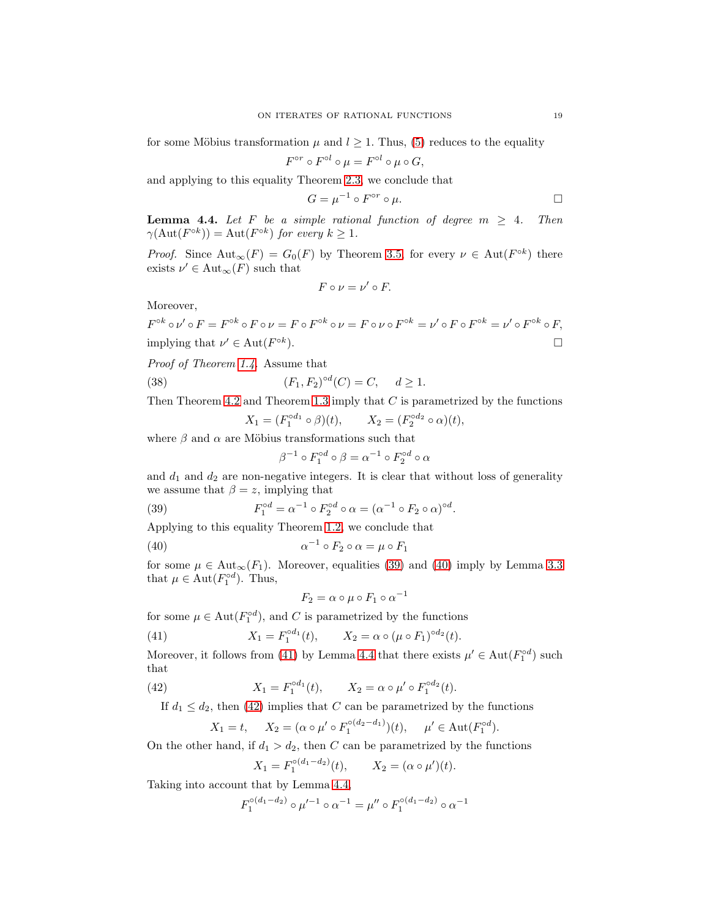for some Möbius transformation $\mu$ and $l \geq 1$. Thus, (5) reduces to the equality

$$F^{\circ r} \circ F^{\circ l} \circ \mu = F^{\circ l} \circ \mu \circ G,$$

and applying to this equality Theorem 2.3, we conclude that

$$G = \mu^{-1} \circ F^{\circ r} \circ \mu. \qquad \square$$

**Lemma 4.4.** *Let $F$ be a simple rational function of degree $m \geq 4$. Then $\gamma(\mathrm{Aut}(F^{\circ k})) = \mathrm{Aut}(F^{\circ k})$ for every $k \geq 1$.*

*Proof.* Since $\mathrm{Aut}_\infty(F) = G_0(F)$ by Theorem 3.5, for every $\nu \in \mathrm{Aut}(F^{\circ k})$ there exists $\nu' \in \mathrm{Aut}_\infty(F)$ such that

$$F \circ \nu = \nu' \circ F.$$

Moreover,

$$F^{\circ k} \circ \nu' \circ F = F^{\circ k} \circ F \circ \nu = F \circ F^{\circ k} \circ \nu = F \circ \nu \circ F^{\circ k} = \nu' \circ F \circ F^{\circ k} = \nu' \circ F^{\circ k} \circ F,$$

implying that $\nu' \in \mathrm{Aut}(F^{\circ k})$. $\square$

*Proof of Theorem 1.4.* Assume that

$$(F_1, F_2)^{\circ d}(C) = C, \quad d \geq 1. \tag{38}$$

Then Theorem 4.2 and Theorem 1.3 imply that $C$ is parametrized by the functions

$$X_1 = (F_1^{\circ d_1} \circ \beta)(t), \qquad X_2 = (F_2^{\circ d_2} \circ \alpha)(t),$$

where $\beta$ and $\alpha$ are Möbius transformations such that

$$\beta^{-1} \circ F_1^{\circ d} \circ \beta = \alpha^{-1} \circ F_2^{\circ d} \circ \alpha$$

and $d_1$ and $d_2$ are non-negative integers. It is clear that without loss of generality we assume that $\beta = z$, implying that

$$F_1^{\circ d} = \alpha^{-1} \circ F_2^{\circ d} \circ \alpha = (\alpha^{-1} \circ F_2 \circ \alpha)^{\circ d}. \tag{39}$$

Applying to this equality Theorem 1.2, we conclude that

$$\alpha^{-1} \circ F_2 \circ \alpha = \mu \circ F_1 \tag{40}$$

for some $\mu \in \mathrm{Aut}_\infty(F_1)$. Moreover, equalities (39) and (40) imply by Lemma 3.3 that $\mu \in \mathrm{Aut}(F_1^{\circ d})$. Thus,

$$F_2 = \alpha \circ \mu \circ F_1 \circ \alpha^{-1}$$

for some $\mu \in \mathrm{Aut}(F_1^{\circ d})$, and $C$ is parametrized by the functions

$$X_1 = F_1^{\circ d_1}(t), \qquad X_2 = \alpha \circ (\mu \circ F_1)^{\circ d_2}(t). \tag{41}$$

Moreover, it follows from (41) by Lemma 4.4 that there exists $\mu' \in \mathrm{Aut}(F_1^{\circ d})$ such that

$$X_1 = F_1^{\circ d_1}(t), \qquad X_2 = \alpha \circ \mu' \circ F_1^{\circ d_2}(t). \tag{42}$$

If $d_1 \leq d_2$, then (42) implies that $C$ can be parametrized by the functions

$$X_1 = t, \quad X_2 = (\alpha \circ \mu' \circ F_1^{\circ(d_2 - d_1)})(t), \quad \mu' \in \mathrm{Aut}(F_1^{\circ d}).$$

On the other hand, if $d_1 > d_2$, then $C$ can be parametrized by the functions

$$X_1 = F_1^{\circ(d_1 - d_2)}(t), \qquad X_2 = (\alpha \circ \mu')(t).$$

Taking into account that by Lemma 4.4,

$$F_1^{\circ(d_1 - d_2)} \circ \mu'^{-1} \circ \alpha^{-1} = \mu'' \circ F_1^{\circ(d_1 - d_2)} \circ \alpha^{-1}$$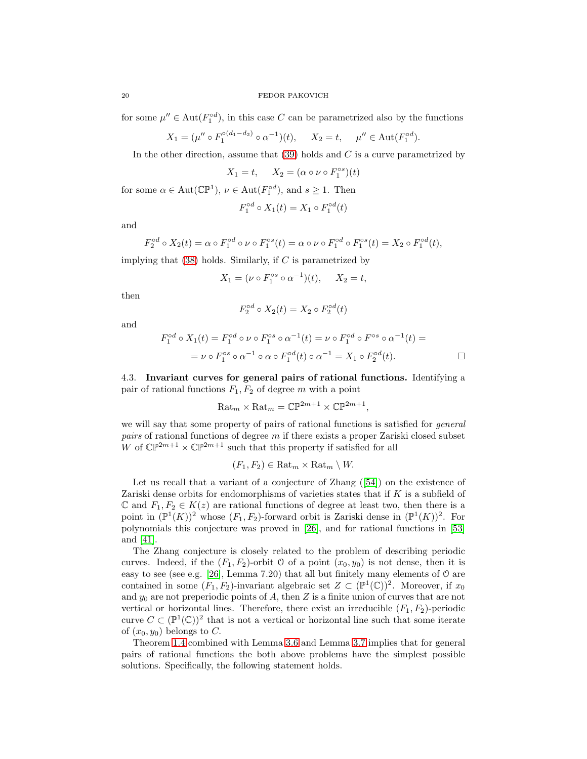for some $\mu'' \in \mathrm{Aut}(F_1^{\circ d})$, in this case $C$ can be parametrized also by the functions

$$X_1 = (\mu'' \circ F_1^{\circ(d_1-d_2)} \circ \alpha^{-1})(t), \quad X_2 = t, \quad \mu'' \in \mathrm{Aut}(F_1^{\circ d}).$$

In the other direction, assume that (39) holds and $C$ is a curve parametrized by

$$X_1 = t, \quad X_2 = (\alpha \circ \nu \circ F_1^{\circ s})(t)$$

for some $\alpha \in \mathrm{Aut}(\mathbb{CP}^1)$, $\nu \in \mathrm{Aut}(F_1^{\circ d})$, and $s \geq 1$. Then

$$F_1^{\circ d} \circ X_1(t) = X_1 \circ F_1^{\circ d}(t)$$

and

$$F_2^{\circ d} \circ X_2(t) = \alpha \circ F_1^{\circ d} \circ \nu \circ F_1^{\circ s}(t) = \alpha \circ \nu \circ F_1^{\circ d} \circ F_1^{\circ s}(t) = X_2 \circ F_1^{\circ d}(t),$$

implying that (38) holds. Similarly, if $C$ is parametrized by

$$X_1 = (\nu \circ F_1^{\circ s} \circ \alpha^{-1})(t), \quad X_2 = t,$$

then

$$F_2^{\circ d} \circ X_2(t) = X_2 \circ F_2^{\circ d}(t)$$

and

$$F_1^{\circ d} \circ X_1(t) = F_1^{\circ d} \circ \nu \circ F_1^{\circ s} \circ \alpha^{-1}(t) = \nu \circ F_1^{\circ d} \circ F^{\circ s} \circ \alpha^{-1}(t) =$$
$$= \nu \circ F_1^{\circ s} \circ \alpha^{-1} \circ \alpha \circ F_1^{\circ d}(t) \circ \alpha^{-1} = X_1 \circ F_2^{\circ d}(t). \qquad \square$$

4.3. **Invariant curves for general pairs of rational functions.** Identifying a pair of rational functions $F_1, F_2$ of degree $m$ with a point

$$\mathrm{Rat}_m \times \mathrm{Rat}_m = \mathbb{CP}^{2m+1} \times \mathbb{CP}^{2m+1},$$

we will say that some property of pairs of rational functions is satisfied for *general pairs* of rational functions of degree $m$ if there exists a proper Zariski closed subset $W$ of $\mathbb{CP}^{2m+1} \times \mathbb{CP}^{2m+1}$ such that this property if satisfied for all

$$(F_1, F_2) \in \mathrm{Rat}_m \times \mathrm{Rat}_m \setminus W.$$

Let us recall that a variant of a conjecture of Zhang ([54]) on the existence of Zariski dense orbits for endomorphisms of varieties states that if $K$ is a subfield of $\mathbb{C}$ and $F_1, F_2 \in K(z)$ are rational functions of degree at least two, then there is a point in $(\mathbb{P}^1(K))^2$ whose $(F_1, F_2)$-forward orbit is Zariski dense in $(\mathbb{P}^1(K))^2$. For polynomials this conjecture was proved in [26], and for rational functions in [53] and [41].

The Zhang conjecture is closely related to the problem of describing periodic curves. Indeed, if the $(F_1, F_2)$-orbit $\mathcal{O}$ of a point $(x_0, y_0)$ is not dense, then it is easy to see (see e.g. [26], Lemma 7.20) that all but finitely many elements of $\mathcal{O}$ are contained in some $(F_1, F_2)$-invariant algebraic set $Z \subset (\mathbb{P}^1(\mathbb{C}))^2$. Moreover, if $x_0$ and $y_0$ are not preperiodic points of $A$, then $Z$ is a finite union of curves that are not vertical or horizontal lines. Therefore, there exist an irreducible $(F_1, F_2)$-periodic curve $C \subset (\mathbb{P}^1(\mathbb{C}))^2$ that is not a vertical or horizontal line such that some iterate of $(x_0, y_0)$ belongs to $C$.

Theorem 1.4 combined with Lemma 3.6 and Lemma 3.7 implies that for general pairs of rational functions the both above problems have the simplest possible solutions. Specifically, the following statement holds.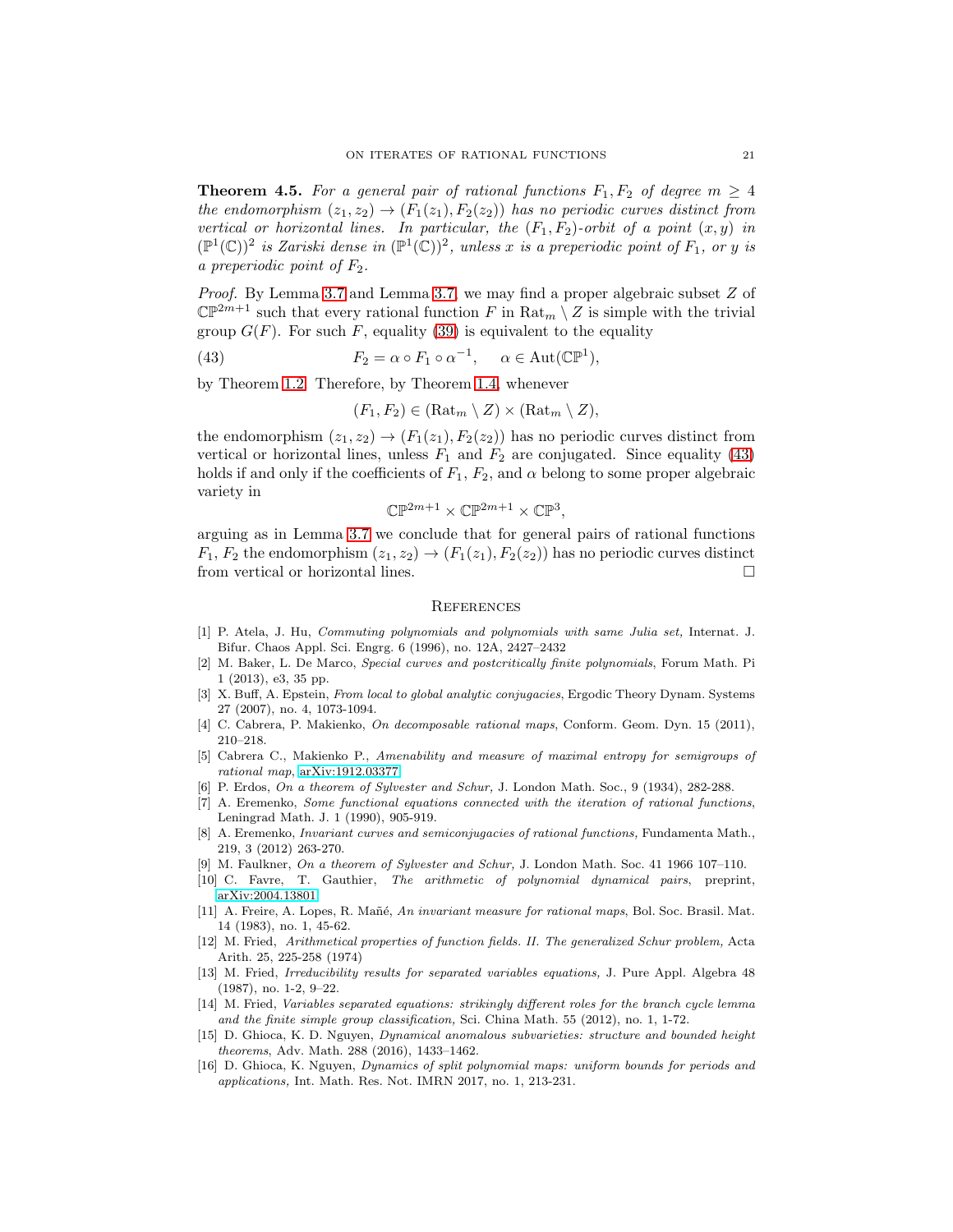**Theorem 4.5.** *For a general pair of rational functions $F_1, F_2$ of degree $m \geq 4$ the endomorphism $(z_1, z_2) \to (F_1(z_1), F_2(z_2))$ has no periodic curves distinct from vertical or horizontal lines. In particular, the $(F_1, F_2)$-orbit of a point $(x, y)$ in $(\mathbb{P}^1(\mathbb{C}))^2$ is Zariski dense in $(\mathbb{P}^1(\mathbb{C}))^2$, unless $x$ is a preperiodic point of $F_1$, or $y$ is a preperiodic point of $F_2$.*

*Proof.* By Lemma 3.7 and Lemma 3.7, we may find a proper algebraic subset $Z$ of $\mathbb{CP}^{2m+1}$ such that every rational function $F$ in $\mathrm{Rat}_m \setminus Z$ is simple with the trivial group $G(F)$. For such $F$, equality (39) is equivalent to the equality

$$F_2 = \alpha \circ F_1 \circ \alpha^{-1}, \quad \alpha \in \mathrm{Aut}(\mathbb{CP}^1), \tag{43}$$

by Theorem 1.2. Therefore, by Theorem 1.4, whenever

$$(F_1, F_2) \in (\mathrm{Rat}_m \setminus Z) \times (\mathrm{Rat}_m \setminus Z),$$

the endomorphism $(z_1, z_2) \to (F_1(z_1), F_2(z_2))$ has no periodic curves distinct from vertical or horizontal lines, unless $F_1$ and $F_2$ are conjugated. Since equality (43) holds if and only if the coefficients of $F_1$, $F_2$, and $\alpha$ belong to some proper algebraic variety in

$$\mathbb{CP}^{2m+1} \times \mathbb{CP}^{2m+1} \times \mathbb{CP}^3,$$

arguing as in Lemma 3.7 we conclude that for general pairs of rational functions $F_1$, $F_2$ the endomorphism $(z_1, z_2) \to (F_1(z_1), F_2(z_2))$ has no periodic curves distinct from vertical or horizontal lines. □

## References

[1] P. Atela, J. Hu, *Commuting polynomials and polynomials with same Julia set,* Internat. J. Bifur. Chaos Appl. Sci. Engrg. 6 (1996), no. 12A, 2427–2432

[2] M. Baker, L. De Marco, *Special curves and postcritically finite polynomials*, Forum Math. Pi 1 (2013), e3, 35 pp.

[3] X. Buff, A. Epstein, *From local to global analytic conjugacies*, Ergodic Theory Dynam. Systems 27 (2007), no. 4, 1073-1094.

[4] C. Cabrera, P. Makienko, *On decomposable rational maps*, Conform. Geom. Dyn. 15 (2011), 210–218.

[5] Cabrera C., Makienko P., *Amenability and measure of maximal entropy for semigroups of rational map*, arXiv:1912.03377

[6] P. Erdos, *On a theorem of Sylvester and Schur,* J. London Math. Soc., 9 (1934), 282-288.

[7] A. Eremenko, *Some functional equations connected with the iteration of rational functions*, Leningrad Math. J. 1 (1990), 905-919.

[8] A. Eremenko, *Invariant curves and semiconjugacies of rational functions,* Fundamenta Math., 219, 3 (2012) 263-270.

[9] M. Faulkner, *On a theorem of Sylvester and Schur,* J. London Math. Soc. 41 1966 107–110.

[10] C. Favre, T. Gauthier, *The arithmetic of polynomial dynamical pairs*, preprint, arXiv:2004.13801

[11] A. Freire, A. Lopes, R. Mañé, *An invariant measure for rational maps*, Bol. Soc. Brasil. Mat. 14 (1983), no. 1, 45-62.

[12] M. Fried, *Arithmetical properties of function fields. II. The generalized Schur problem,* Acta Arith. 25, 225-258 (1974)

[13] M. Fried, *Irreducibility results for separated variables equations,* J. Pure Appl. Algebra 48 (1987), no. 1-2, 9–22.

[14] M. Fried, *Variables separated equations: strikingly different roles for the branch cycle lemma and the finite simple group classification,* Sci. China Math. 55 (2012), no. 1, 1-72.

[15] D. Ghioca, K. D. Nguyen, *Dynamical anomalous subvarieties: structure and bounded height theorems*, Adv. Math. 288 (2016), 1433–1462.

[16] D. Ghioca, K. Nguyen, *Dynamics of split polynomial maps: uniform bounds for periods and applications,* Int. Math. Res. Not. IMRN 2017, no. 1, 213-231.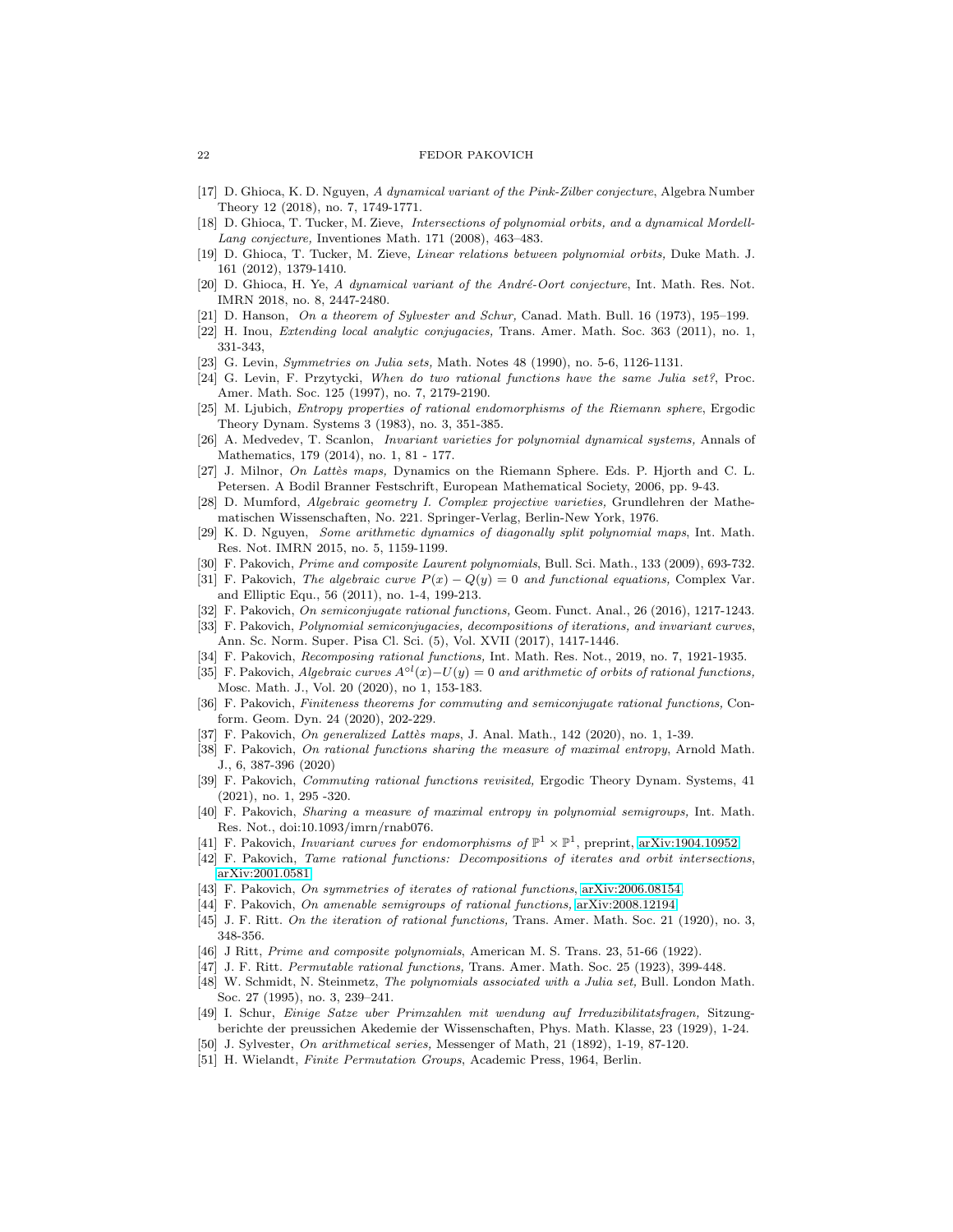[17] D. Ghioca, K. D. Nguyen, *A dynamical variant of the Pink-Zilber conjecture*, Algebra Number Theory 12 (2018), no. 7, 1749-1771.

[18] D. Ghioca, T. Tucker, M. Zieve, *Intersections of polynomial orbits, and a dynamical Mordell-Lang conjecture,* Inventiones Math. 171 (2008), 463–483.

[19] D. Ghioca, T. Tucker, M. Zieve, *Linear relations between polynomial orbits,* Duke Math. J. 161 (2012), 1379-1410.

[20] D. Ghioca, H. Ye, *A dynamical variant of the André-Oort conjecture*, Int. Math. Res. Not. IMRN 2018, no. 8, 2447-2480.

[21] D. Hanson, *On a theorem of Sylvester and Schur,* Canad. Math. Bull. 16 (1973), 195–199.

[22] H. Inou, *Extending local analytic conjugacies,* Trans. Amer. Math. Soc. 363 (2011), no. 1, 331-343,

[23] G. Levin, *Symmetries on Julia sets,* Math. Notes 48 (1990), no. 5-6, 1126-1131.

[24] G. Levin, F. Przytycki, *When do two rational functions have the same Julia set?*, Proc. Amer. Math. Soc. 125 (1997), no. 7, 2179-2190.

[25] M. Ljubich, *Entropy properties of rational endomorphisms of the Riemann sphere*, Ergodic Theory Dynam. Systems 3 (1983), no. 3, 351-385.

[26] A. Medvedev, T. Scanlon, *Invariant varieties for polynomial dynamical systems,* Annals of Mathematics, 179 (2014), no. 1, 81 - 177.

[27] J. Milnor, *On Lattès maps,* Dynamics on the Riemann Sphere. Eds. P. Hjorth and C. L. Petersen. A Bodil Branner Festschrift, European Mathematical Society, 2006, pp. 9-43.

[28] D. Mumford, *Algebraic geometry I. Complex projective varieties,* Grundlehren der Mathematischen Wissenschaften, No. 221. Springer-Verlag, Berlin-New York, 1976.

[29] K. D. Nguyen, *Some arithmetic dynamics of diagonally split polynomial maps*, Int. Math. Res. Not. IMRN 2015, no. 5, 1159-1199.

[30] F. Pakovich, *Prime and composite Laurent polynomials*, Bull. Sci. Math., 133 (2009), 693-732.

[31] F. Pakovich, *The algebraic curve $P(x) - Q(y) = 0$ and functional equations,* Complex Var. and Elliptic Equ., 56 (2011), no. 1-4, 199-213.

[32] F. Pakovich, *On semiconjugate rational functions,* Geom. Funct. Anal., 26 (2016), 1217-1243.

[33] F. Pakovich, *Polynomial semiconjugacies, decompositions of iterations, and invariant curves*, Ann. Sc. Norm. Super. Pisa Cl. Sci. (5), Vol. XVII (2017), 1417-1446.

[34] F. Pakovich, *Recomposing rational functions,* Int. Math. Res. Not., 2019, no. 7, 1921-1935.

[35] F. Pakovich, *Algebraic curves $A^{\circ l}(x) - U(y) = 0$ and arithmetic of orbits of rational functions,* Mosc. Math. J., Vol. 20 (2020), no 1, 153-183.

[36] F. Pakovich, *Finiteness theorems for commuting and semiconjugate rational functions,* Conform. Geom. Dyn. 24 (2020), 202-229.

[37] F. Pakovich, *On generalized Lattès maps,* J. Anal. Math., 142 (2020), no. 1, 1-39.

[38] F. Pakovich, *On rational functions sharing the measure of maximal entropy,* Arnold Math. J., 6, 387-396 (2020)

[39] F. Pakovich, *Commuting rational functions revisited,* Ergodic Theory Dynam. Systems, 41 (2021), no. 1, 295 -320.

[40] F. Pakovich, *Sharing a measure of maximal entropy in polynomial semigroups,* Int. Math. Res. Not., doi:10.1093/imrn/rnab076.

[41] F. Pakovich, *Invariant curves for endomorphisms of $\mathbb{P}^1 \times \mathbb{P}^1$*, preprint, arXiv:1904.10952.

[42] F. Pakovich, *Tame rational functions: Decompositions of iterates and orbit intersections*, arXiv:2001.0581.

[43] F. Pakovich, *On symmetries of iterates of rational functions*, arXiv:2006.08154.

[44] F. Pakovich, *On amenable semigroups of rational functions*, arXiv:2008.12194.

[45] J. F. Ritt. *On the iteration of rational functions,* Trans. Amer. Math. Soc. 21 (1920), no. 3, 348-356.

[46] J Ritt, *Prime and composite polynomials*, American M. S. Trans. 23, 51-66 (1922).

[47] J. F. Ritt. *Permutable rational functions,* Trans. Amer. Math. Soc. 25 (1923), 399-448.

[48] W. Schmidt, N. Steinmetz, *The polynomials associated with a Julia set,* Bull. London Math. Soc. 27 (1995), no. 3, 239–241.

[49] I. Schur, *Einige Satze uber Primzahlen mit wendung auf Irreduzibilitatsfragen,* Sitzungberichte der preussichen Akedemie der Wissenschaften, Phys. Math. Klasse, 23 (1929), 1-24.

[50] J. Sylvester, *On arithmetical series,* Messenger of Math, 21 (1892), 1-19, 87-120.

[51] H. Wielandt, *Finite Permutation Groups*, Academic Press, 1964, Berlin.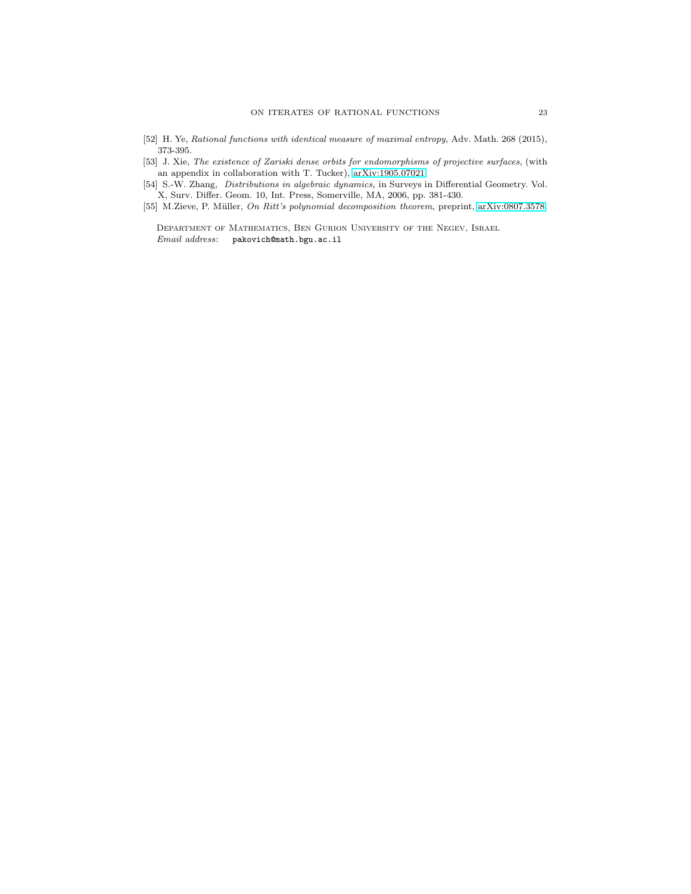[52] H. Ye, *Rational functions with identical measure of maximal entropy*, Adv. Math. 268 (2015), 373-395.

[53] J. Xie, *The existence of Zariski dense orbits for endomorphisms of projective surfaces*, (with an appendix in collaboration with T. Tucker), arXiv:1905.07021

[54] S.-W. Zhang, *Distributions in algebraic dynamics,* in Surveys in Differential Geometry. Vol. X, Surv. Differ. Geom. 10, Int. Press, Somerville, MA, 2006, pp. 381-430.

[55] M.Zieve, P. Müller, *On Ritt's polynomial decomposition theorem*, preprint, arXiv:0807.3578

Department of Mathematics, Ben Gurion University of the Negev, Israel
*Email address*: `pakovich@math.bgu.ac.il`